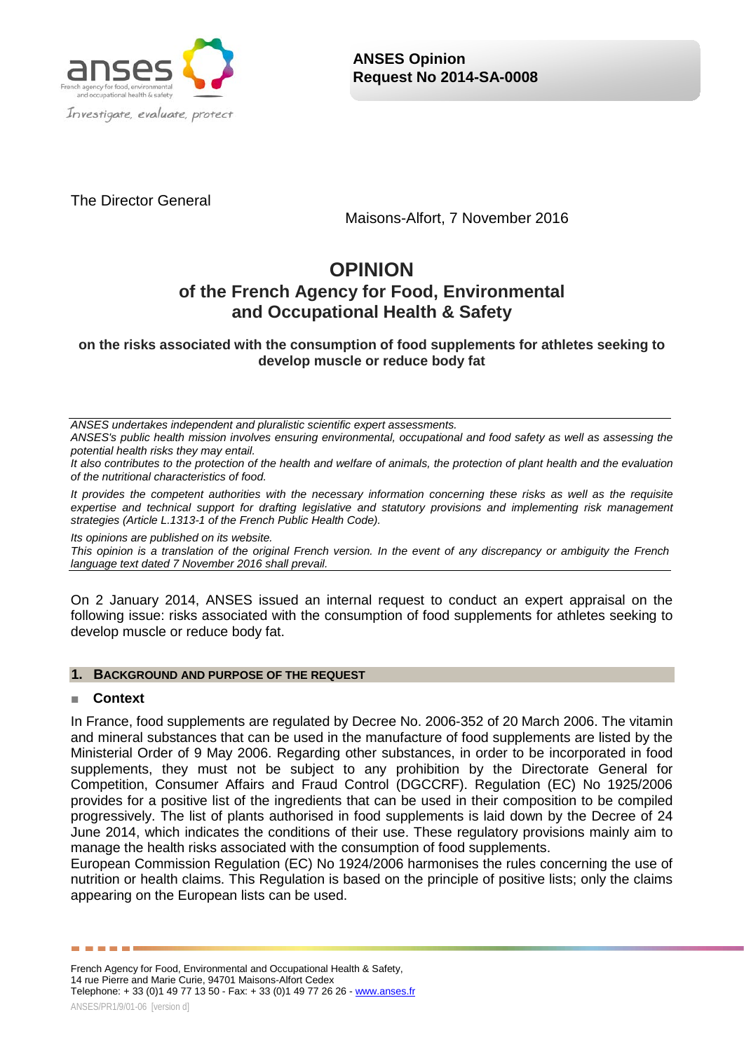**ANSES Opinion**
**Request No 2014-SA-0008**

The Director General

Maisons-Alfort, 7 November 2016

# OPINION
## of the French Agency for Food, Environmental and Occupational Health & Safety

**on the risks associated with the consumption of food supplements for athletes seeking to develop muscle or reduce body fat**

---

*ANSES undertakes independent and pluralistic scientific expert assessments.*
*ANSES's public health mission involves ensuring environmental, occupational and food safety as well as assessing the potential health risks they may entail.*
*It also contributes to the protection of the health and welfare of animals, the protection of plant health and the evaluation of the nutritional characteristics of food.*

*It provides the competent authorities with the necessary information concerning these risks as well as the requisite expertise and technical support for drafting legislative and statutory provisions and implementing risk management strategies (Article L.1313-1 of the French Public Health Code).*

*Its opinions are published on its website.*
*This opinion is a translation of the original French version. In the event of any discrepancy or ambiguity the French language text dated 7 November 2016 shall prevail.*

---

On 2 January 2014, ANSES issued an internal request to conduct an expert appraisal on the following issue: risks associated with the consumption of food supplements for athletes seeking to develop muscle or reduce body fat.

## 1. BACKGROUND AND PURPOSE OF THE REQUEST

### ■ Context

In France, food supplements are regulated by Decree No. 2006-352 of 20 March 2006. The vitamin and mineral substances that can be used in the manufacture of food supplements are listed by the Ministerial Order of 9 May 2006. Regarding other substances, in order to be incorporated in food supplements, they must not be subject to any prohibition by the Directorate General for Competition, Consumer Affairs and Fraud Control (DGCCRF). Regulation (EC) No 1925/2006 provides for a positive list of the ingredients that can be used in their composition to be compiled progressively. The list of plants authorised in food supplements is laid down by the Decree of 24 June 2014, which indicates the conditions of their use. These regulatory provisions mainly aim to manage the health risks associated with the consumption of food supplements.
European Commission Regulation (EC) No 1924/2006 harmonises the rules concerning the use of nutrition or health claims. This Regulation is based on the principle of positive lists; only the claims appearing on the European lists can be used.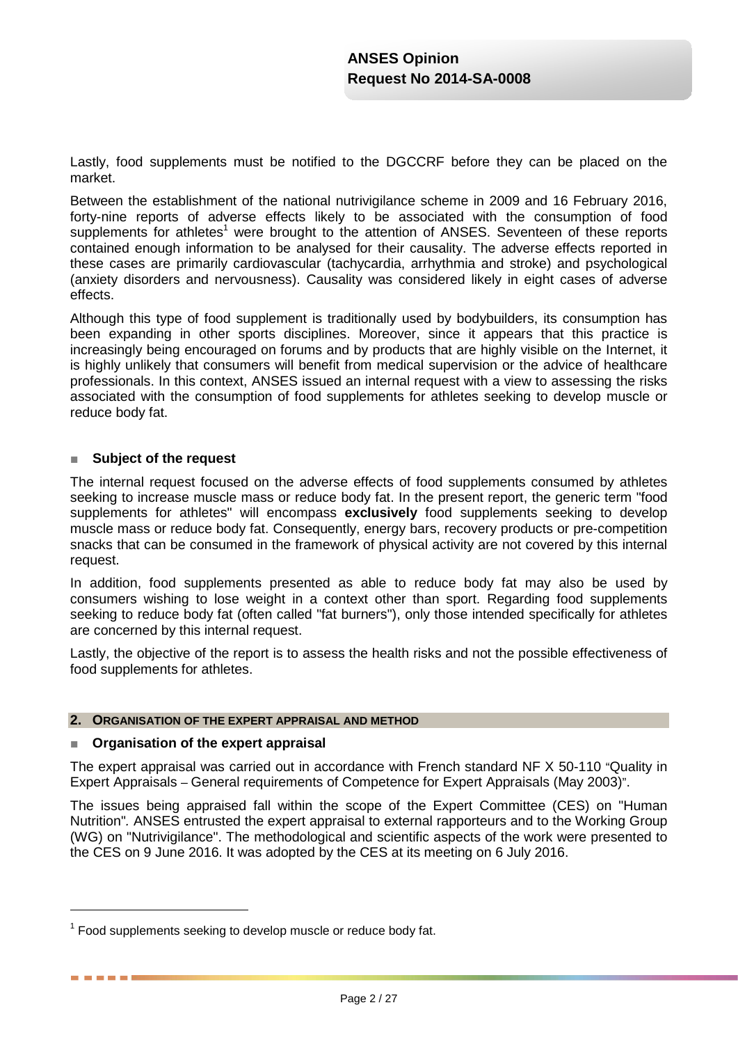Lastly, food supplements must be notified to the DGCCRF before they can be placed on the market.

Between the establishment of the national nutrivigilance scheme in 2009 and 16 February 2016, forty-nine reports of adverse effects likely to be associated with the consumption of food supplements for athletes[1] were brought to the attention of ANSES. Seventeen of these reports contained enough information to be analysed for their causality. The adverse effects reported in these cases are primarily cardiovascular (tachycardia, arrhythmia and stroke) and psychological (anxiety disorders and nervousness). Causality was considered likely in eight cases of adverse effects.

Although this type of food supplement is traditionally used by bodybuilders, its consumption has been expanding in other sports disciplines. Moreover, since it appears that this practice is increasingly being encouraged on forums and by products that are highly visible on the Internet, it is highly unlikely that consumers will benefit from medical supervision or the advice of healthcare professionals. In this context, ANSES issued an internal request with a view to assessing the risks associated with the consumption of food supplements for athletes seeking to develop muscle or reduce body fat.

### ■ Subject of the request

The internal request focused on the adverse effects of food supplements consumed by athletes seeking to increase muscle mass or reduce body fat. In the present report, the generic term "food supplements for athletes" will encompass **exclusively** food supplements seeking to develop muscle mass or reduce body fat. Consequently, energy bars, recovery products or pre-competition snacks that can be consumed in the framework of physical activity are not covered by this internal request.

In addition, food supplements presented as able to reduce body fat may also be used by consumers wishing to lose weight in a context other than sport. Regarding food supplements seeking to reduce body fat (often called "fat burners"), only those intended specifically for athletes are concerned by this internal request.

Lastly, the objective of the report is to assess the health risks and not the possible effectiveness of food supplements for athletes.

## 2. ORGANISATION OF THE EXPERT APPRAISAL AND METHOD

### ■ Organisation of the expert appraisal

The expert appraisal was carried out in accordance with French standard NF X 50-110 "Quality in Expert Appraisals – General requirements of Competence for Expert Appraisals (May 2003)".

The issues being appraised fall within the scope of the Expert Committee (CES) on "Human Nutrition". ANSES entrusted the expert appraisal to external rapporteurs and to the Working Group (WG) on "Nutrivigilance". The methodological and scientific aspects of the work were presented to the CES on 9 June 2016. It was adopted by the CES at its meeting on 6 July 2016.

---

[1] Food supplements seeking to develop muscle or reduce body fat.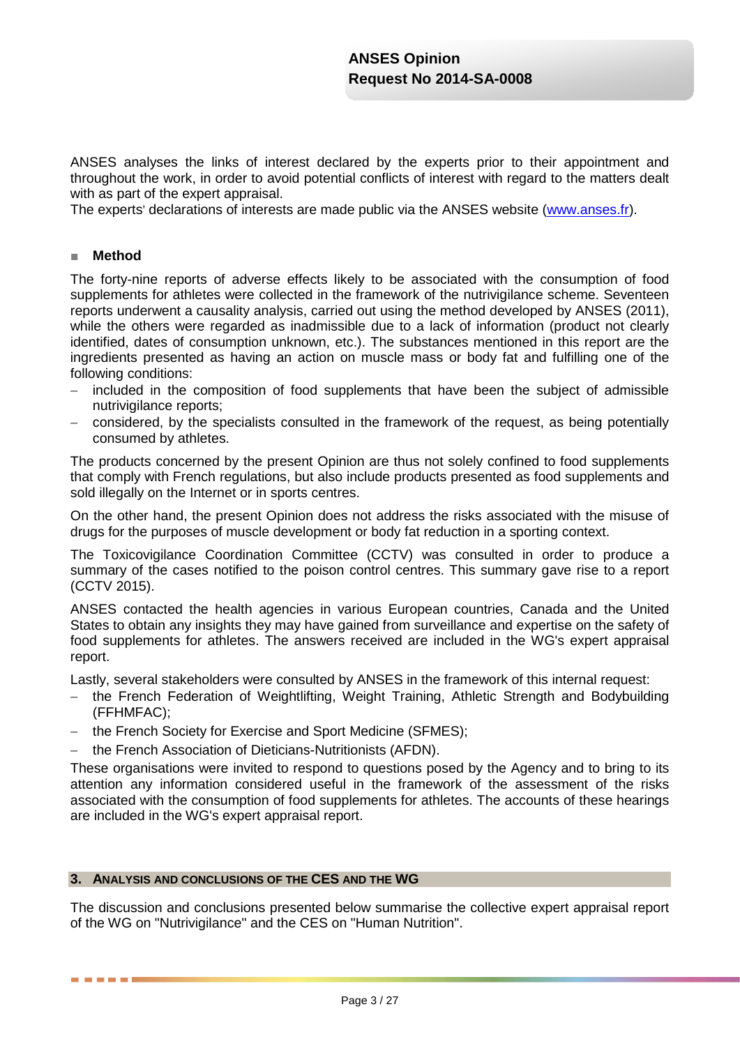ANSES analyses the links of interest declared by the experts prior to their appointment and throughout the work, in order to avoid potential conflicts of interest with regard to the matters dealt with as part of the expert appraisal.
The experts' declarations of interests are made public via the ANSES website (www.anses.fr).

### Method

The forty-nine reports of adverse effects likely to be associated with the consumption of food supplements for athletes were collected in the framework of the nutrivigilance scheme. Seventeen reports underwent a causality analysis, carried out using the method developed by ANSES (2011), while the others were regarded as inadmissible due to a lack of information (product not clearly identified, dates of consumption unknown, etc.). The substances mentioned in this report are the ingredients presented as having an action on muscle mass or body fat and fulfilling one of the following conditions:

- included in the composition of food supplements that have been the subject of admissible nutrivigilance reports;
- considered, by the specialists consulted in the framework of the request, as being potentially consumed by athletes.

The products concerned by the present Opinion are thus not solely confined to food supplements that comply with French regulations, but also include products presented as food supplements and sold illegally on the Internet or in sports centres.

On the other hand, the present Opinion does not address the risks associated with the misuse of drugs for the purposes of muscle development or body fat reduction in a sporting context.

The Toxicovigilance Coordination Committee (CCTV) was consulted in order to produce a summary of the cases notified to the poison control centres. This summary gave rise to a report (CCTV 2015).

ANSES contacted the health agencies in various European countries, Canada and the United States to obtain any insights they may have gained from surveillance and expertise on the safety of food supplements for athletes. The answers received are included in the WG's expert appraisal report.

Lastly, several stakeholders were consulted by ANSES in the framework of this internal request:

- the French Federation of Weightlifting, Weight Training, Athletic Strength and Bodybuilding (FFHMFAC);
- the French Society for Exercise and Sport Medicine (SFMES);
- the French Association of Dieticians-Nutritionists (AFDN).

These organisations were invited to respond to questions posed by the Agency and to bring to its attention any information considered useful in the framework of the assessment of the risks associated with the consumption of food supplements for athletes. The accounts of these hearings are included in the WG's expert appraisal report.

## 3. ANALYSIS AND CONCLUSIONS OF THE CES AND THE WG

The discussion and conclusions presented below summarise the collective expert appraisal report of the WG on "Nutrivigilance" and the CES on "Human Nutrition".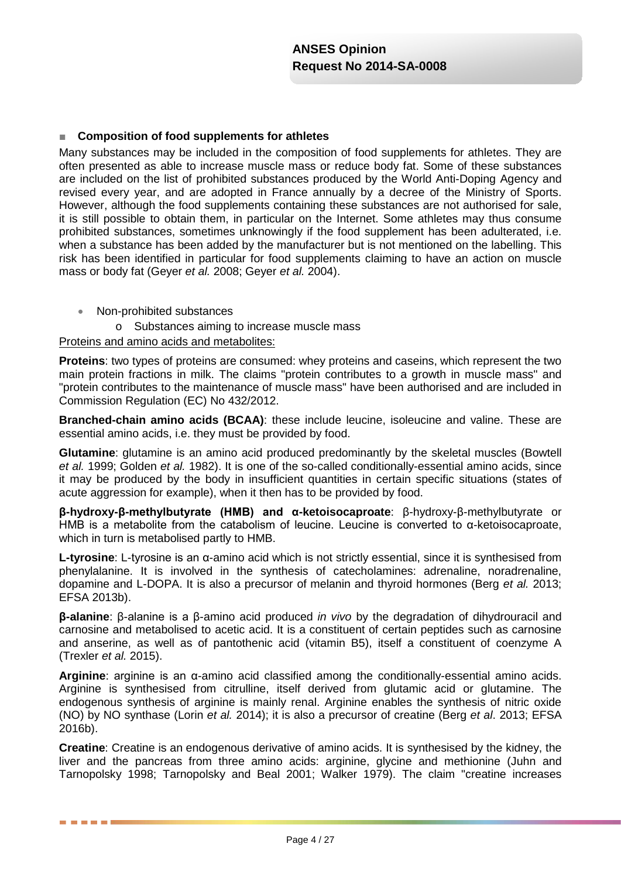## Composition of food supplements for athletes

Many substances may be included in the composition of food supplements for athletes. They are often presented as able to increase muscle mass or reduce body fat. Some of these substances are included on the list of prohibited substances produced by the World Anti-Doping Agency and revised every year, and are adopted in France annually by a decree of the Ministry of Sports. However, although the food supplements containing these substances are not authorised for sale, it is still possible to obtain them, in particular on the Internet. Some athletes may thus consume prohibited substances, sometimes unknowingly if the food supplement has been adulterated, i.e. when a substance has been added by the manufacturer but is not mentioned on the labelling. This risk has been identified in particular for food supplements claiming to have an action on muscle mass or body fat (Geyer *et al.* 2008; Geyer *et al.* 2004).

- Non-prohibited substances
  - Substances aiming to increase muscle mass

<u>Proteins and amino acids and metabolites:</u>

**Proteins**: two types of proteins are consumed: whey proteins and caseins, which represent the two main protein fractions in milk. The claims "protein contributes to a growth in muscle mass" and "protein contributes to the maintenance of muscle mass" have been authorised and are included in Commission Regulation (EC) No 432/2012.

**Branched-chain amino acids (BCAA)**: these include leucine, isoleucine and valine. These are essential amino acids, i.e. they must be provided by food.

**Glutamine**: glutamine is an amino acid produced predominantly by the skeletal muscles (Bowtell *et al.* 1999; Golden *et al.* 1982). It is one of the so-called conditionally-essential amino acids, since it may be produced by the body in insufficient quantities in certain specific situations (states of acute aggression for example), when it then has to be provided by food.

**β-hydroxy-β-methylbutyrate (HMB) and α-ketoisocaproate**: β-hydroxy-β-methylbutyrate or HMB is a metabolite from the catabolism of leucine. Leucine is converted to α-ketoisocaproate, which in turn is metabolised partly to HMB.

**L-tyrosine**: L-tyrosine is an α-amino acid which is not strictly essential, since it is synthesised from phenylalanine. It is involved in the synthesis of catecholamines: adrenaline, noradrenaline, dopamine and L-DOPA. It is also a precursor of melanin and thyroid hormones (Berg *et al.* 2013; EFSA 2013b).

**β-alanine**: β-alanine is a β-amino acid produced *in vivo* by the degradation of dihydrouracil and carnosine and metabolised to acetic acid. It is a constituent of certain peptides such as carnosine and anserine, as well as of pantothenic acid (vitamin B5), itself a constituent of coenzyme A (Trexler *et al.* 2015).

**Arginine**: arginine is an α-amino acid classified among the conditionally-essential amino acids. Arginine is synthesised from citrulline, itself derived from glutamic acid or glutamine. The endogenous synthesis of arginine is mainly renal. Arginine enables the synthesis of nitric oxide (NO) by NO synthase (Lorin *et al.* 2014); it is also a precursor of creatine (Berg *et al*. 2013; EFSA 2016b).

**Creatine**: Creatine is an endogenous derivative of amino acids. It is synthesised by the kidney, the liver and the pancreas from three amino acids: arginine, glycine and methionine (Juhn and Tarnopolsky 1998; Tarnopolsky and Beal 2001; Walker 1979). The claim "creatine increases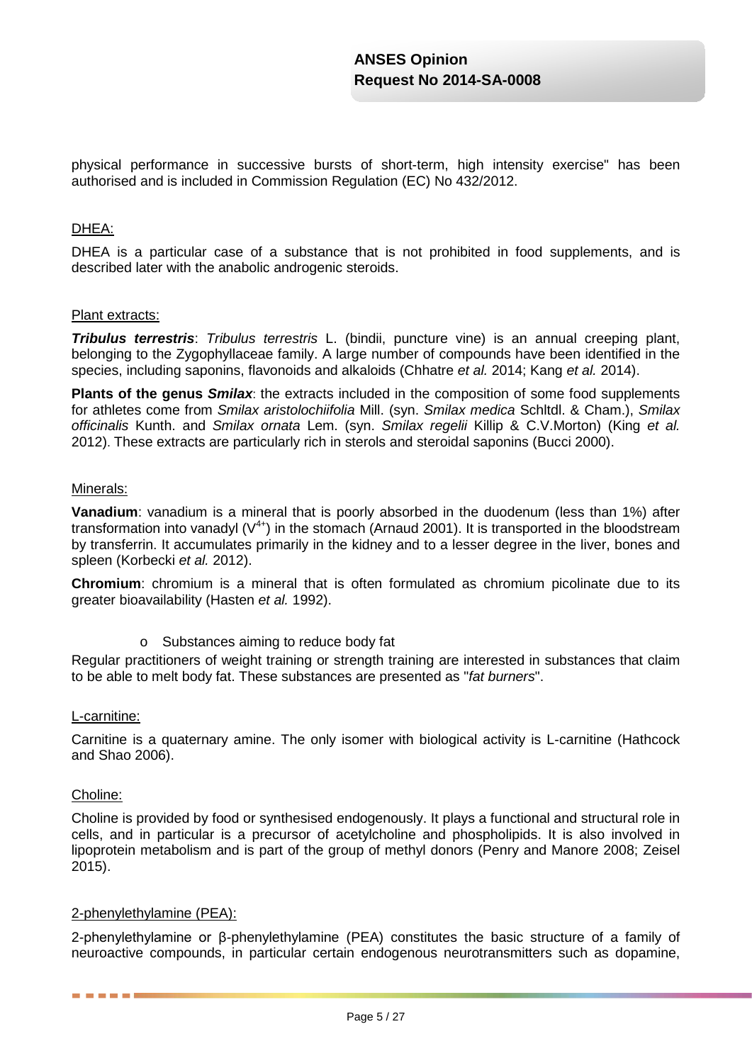physical performance in successive bursts of short-term, high intensity exercise" has been authorised and is included in Commission Regulation (EC) No 432/2012.

DHEA:

DHEA is a particular case of a substance that is not prohibited in food supplements, and is described later with the anabolic androgenic steroids.

Plant extracts:

***Tribulus terrestris***: *Tribulus terrestris* L. (bindii, puncture vine) is an annual creeping plant, belonging to the Zygophyllaceae family. A large number of compounds have been identified in the species, including saponins, flavonoids and alkaloids (Chhatre *et al.* 2014; Kang *et al.* 2014).

**Plants of the genus *Smilax***: the extracts included in the composition of some food supplements for athletes come from *Smilax aristolochiifolia* Mill. (syn. *Smilax medica* Schltdl. & Cham.), *Smilax officinalis* Kunth. and *Smilax ornata* Lem. (syn. *Smilax regelii* Killip & C.V.Morton) (King *et al.* 2012). These extracts are particularly rich in sterols and steroidal saponins (Bucci 2000).

Minerals:

**Vanadium**: vanadium is a mineral that is poorly absorbed in the duodenum (less than 1%) after transformation into vanadyl ($V^{4+}$) in the stomach (Arnaud 2001). It is transported in the bloodstream by transferrin. It accumulates primarily in the kidney and to a lesser degree in the liver, bones and spleen (Korbecki *et al.* 2012).

**Chromium**: chromium is a mineral that is often formulated as chromium picolinate due to its greater bioavailability (Hasten *et al.* 1992).

- Substances aiming to reduce body fat

Regular practitioners of weight training or strength training are interested in substances that claim to be able to melt body fat. These substances are presented as "*fat burners*".

L-carnitine:

Carnitine is a quaternary amine. The only isomer with biological activity is L-carnitine (Hathcock and Shao 2006).

Choline:

Choline is provided by food or synthesised endogenously. It plays a functional and structural role in cells, and in particular is a precursor of acetylcholine and phospholipids. It is also involved in lipoprotein metabolism and is part of the group of methyl donors (Penry and Manore 2008; Zeisel 2015).

2-phenylethylamine (PEA):

2-phenylethylamine or β-phenylethylamine (PEA) constitutes the basic structure of a family of neuroactive compounds, in particular certain endogenous neurotransmitters such as dopamine,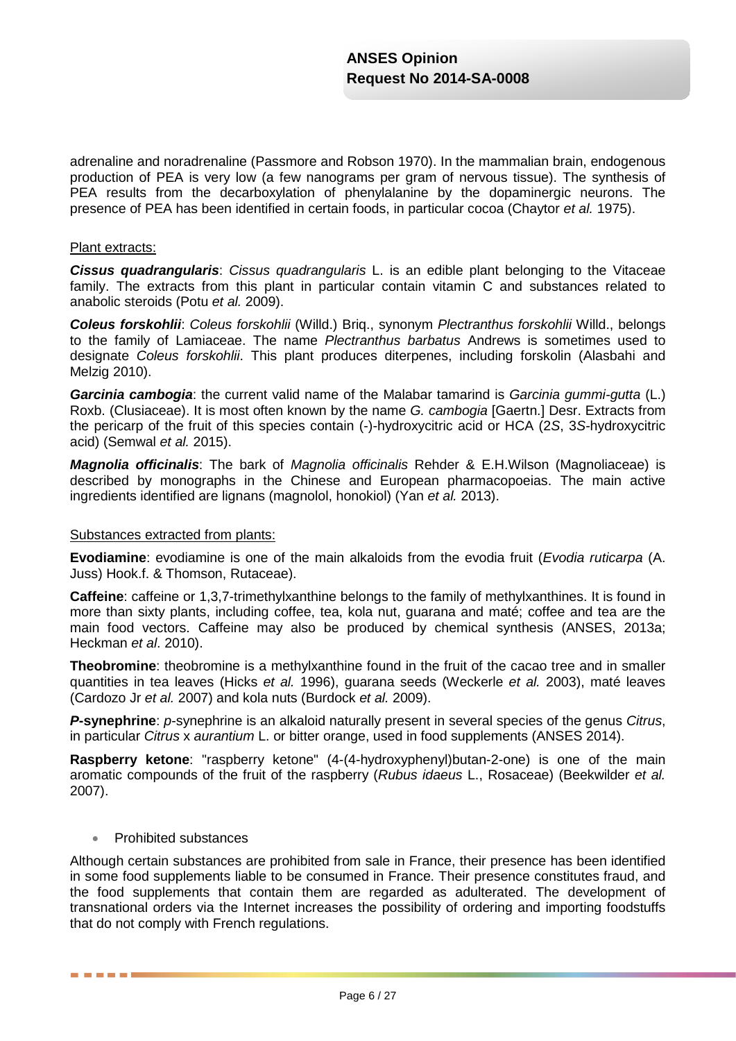adrenaline and noradrenaline (Passmore and Robson 1970). In the mammalian brain, endogenous production of PEA is very low (a few nanograms per gram of nervous tissue). The synthesis of PEA results from the decarboxylation of phenylalanine by the dopaminergic neurons. The presence of PEA has been identified in certain foods, in particular cocoa (Chaytor *et al.* 1975).

Plant extracts:

***Cissus quadrangularis***: *Cissus quadrangularis* L. is an edible plant belonging to the Vitaceae family. The extracts from this plant in particular contain vitamin C and substances related to anabolic steroids (Potu *et al.* 2009).

***Coleus forskohlii***: *Coleus forskohlii* (Willd.) Briq., synonym *Plectranthus forskohlii* Willd., belongs to the family of Lamiaceae. The name *Plectranthus barbatus* Andrews is sometimes used to designate *Coleus forskohlii*. This plant produces diterpenes, including forskolin (Alasbahi and Melzig 2010).

***Garcinia cambogia***: the current valid name of the Malabar tamarind is *Garcinia gummi-gutta* (L.) Roxb. (Clusiaceae). It is most often known by the name *G. cambogia* [Gaertn.] Desr. Extracts from the pericarp of the fruit of this species contain (-)-hydroxycitric acid or HCA (2*S*, 3*S*-hydroxycitric acid) (Semwal *et al.* 2015).

***Magnolia officinalis***: The bark of *Magnolia officinalis* Rehder & E.H.Wilson (Magnoliaceae) is described by monographs in the Chinese and European pharmacopoeias. The main active ingredients identified are lignans (magnolol, honokiol) (Yan *et al.* 2013).

Substances extracted from plants:

**Evodiamine**: evodiamine is one of the main alkaloids from the evodia fruit (*Evodia ruticarpa* (A. Juss) Hook.f. & Thomson, Rutaceae).

**Caffeine**: caffeine or 1,3,7-trimethylxanthine belongs to the family of methylxanthines. It is found in more than sixty plants, including coffee, tea, kola nut, guarana and maté; coffee and tea are the main food vectors. Caffeine may also be produced by chemical synthesis (ANSES, 2013a; Heckman *et al*. 2010).

**Theobromine**: theobromine is a methylxanthine found in the fruit of the cacao tree and in smaller quantities in tea leaves (Hicks *et al.* 1996), guarana seeds (Weckerle *et al.* 2003), maté leaves (Cardozo Jr *et al.* 2007) and kola nuts (Burdock *et al.* 2009).

***P*-synephrine**: *p*-synephrine is an alkaloid naturally present in several species of the genus *Citrus*, in particular *Citrus* x *aurantium* L. or bitter orange, used in food supplements (ANSES 2014).

**Raspberry ketone**: "raspberry ketone" (4-(4-hydroxyphenyl)butan-2-one) is one of the main aromatic compounds of the fruit of the raspberry (*Rubus idaeus* L., Rosaceae) (Beekwilder *et al.* 2007).

- Prohibited substances

Although certain substances are prohibited from sale in France, their presence has been identified in some food supplements liable to be consumed in France. Their presence constitutes fraud, and the food supplements that contain them are regarded as adulterated. The development of transnational orders via the Internet increases the possibility of ordering and importing foodstuffs that do not comply with French regulations.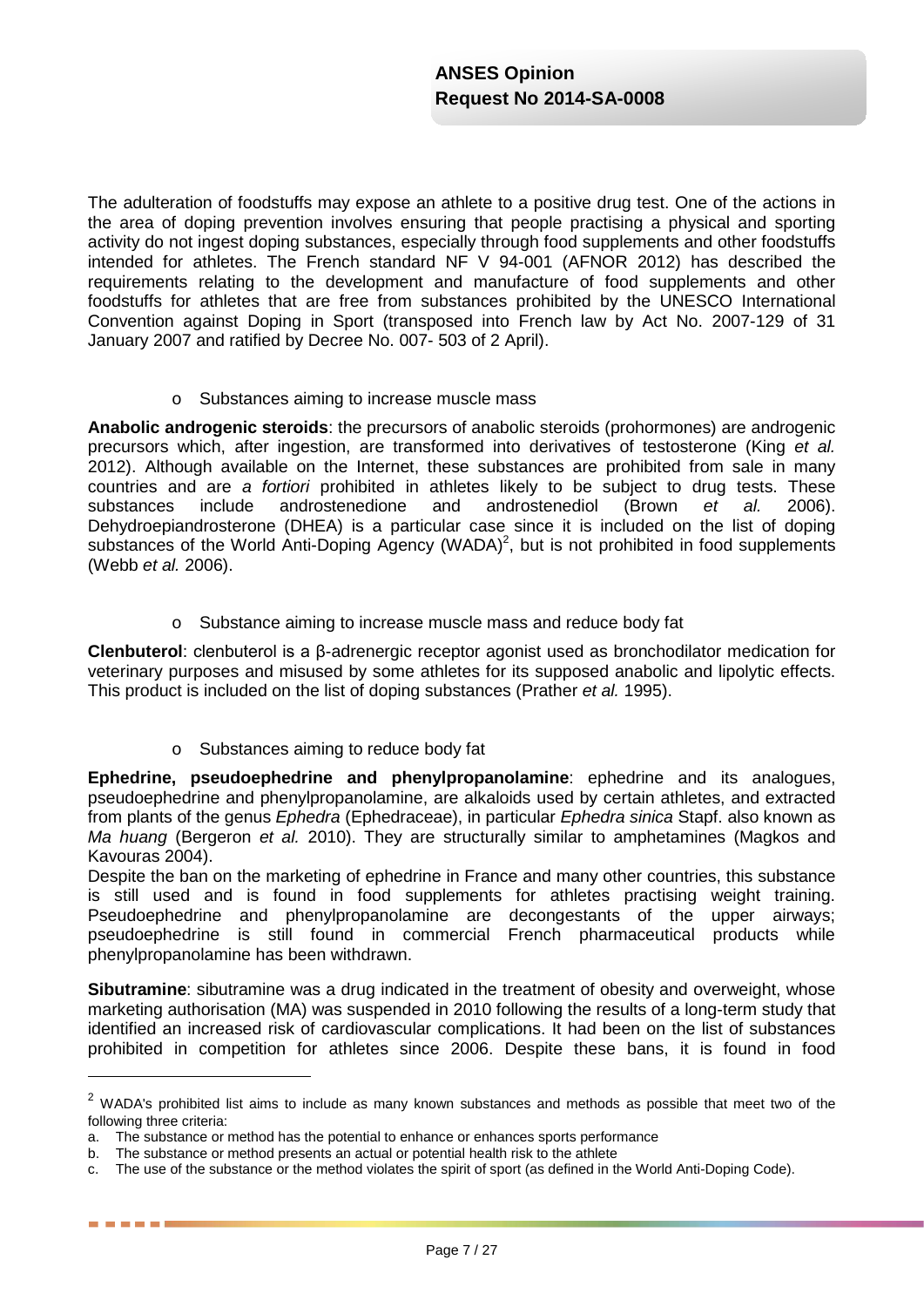The adulteration of foodstuffs may expose an athlete to a positive drug test. One of the actions in the area of doping prevention involves ensuring that people practising a physical and sporting activity do not ingest doping substances, especially through food supplements and other foodstuffs intended for athletes. The French standard NF V 94-001 (AFNOR 2012) has described the requirements relating to the development and manufacture of food supplements and other foodstuffs for athletes that are free from substances prohibited by the UNESCO International Convention against Doping in Sport (transposed into French law by Act No. 2007-129 of 31 January 2007 and ratified by Decree No. 007- 503 of 2 April).

- Substances aiming to increase muscle mass

**Anabolic androgenic steroids**: the precursors of anabolic steroids (prohormones) are androgenic precursors which, after ingestion, are transformed into derivatives of testosterone (King *et al.* 2012). Although available on the Internet, these substances are prohibited from sale in many countries and are *a fortiori* prohibited in athletes likely to be subject to drug tests. These substances include androstenedione and androstenediol (Brown *et al.* 2006). Dehydroepiandrosterone (DHEA) is a particular case since it is included on the list of doping substances of the World Anti-Doping Agency (WADA)[2], but is not prohibited in food supplements (Webb *et al.* 2006).

- Substance aiming to increase muscle mass and reduce body fat

**Clenbuterol**: clenbuterol is a β-adrenergic receptor agonist used as bronchodilator medication for veterinary purposes and misused by some athletes for its supposed anabolic and lipolytic effects. This product is included on the list of doping substances (Prather *et al.* 1995).

- Substances aiming to reduce body fat

**Ephedrine, pseudoephedrine and phenylpropanolamine**: ephedrine and its analogues, pseudoephedrine and phenylpropanolamine, are alkaloids used by certain athletes, and extracted from plants of the genus *Ephedra* (Ephedraceae), in particular *Ephedra sinica* Stapf. also known as *Ma huang* (Bergeron *et al.* 2010). They are structurally similar to amphetamines (Magkos and Kavouras 2004).
Despite the ban on the marketing of ephedrine in France and many other countries, this substance is still used and is found in food supplements for athletes practising weight training. Pseudoephedrine and phenylpropanolamine are decongestants of the upper airways; pseudoephedrine is still found in commercial French pharmaceutical products while phenylpropanolamine has been withdrawn.

**Sibutramine**: sibutramine was a drug indicated in the treatment of obesity and overweight, whose marketing authorisation (MA) was suspended in 2010 following the results of a long-term study that identified an increased risk of cardiovascular complications. It had been on the list of substances prohibited in competition for athletes since 2006. Despite these bans, it is found in food

---

[2] WADA's prohibited list aims to include as many known substances and methods as possible that meet two of the following three criteria:

a. The substance or method has the potential to enhance or enhances sports performance
b. The substance or method presents an actual or potential health risk to the athlete
c. The use of the substance or the method violates the spirit of sport (as defined in the World Anti-Doping Code).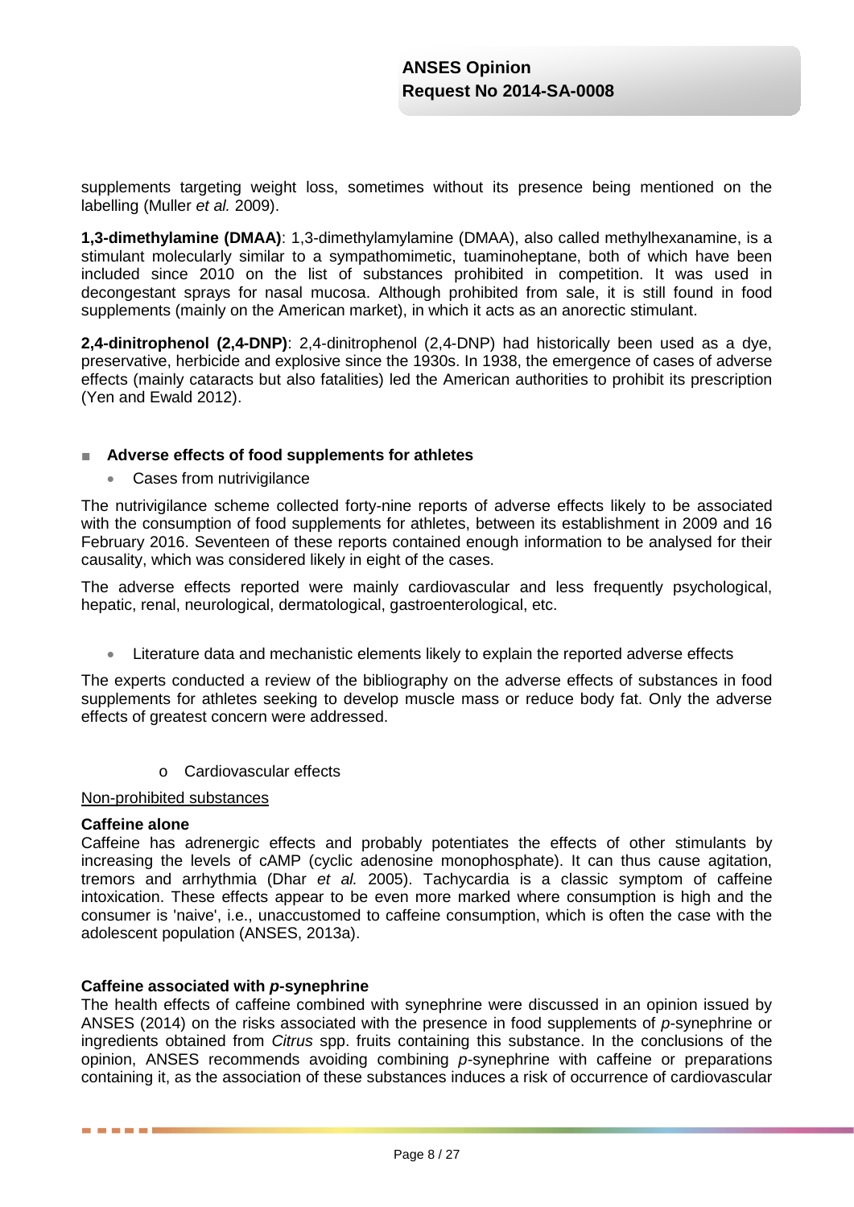supplements targeting weight loss, sometimes without its presence being mentioned on the labelling (Muller *et al.* 2009).

**1,3-dimethylamine (DMAA)**: 1,3-dimethylamylamine (DMAA), also called methylhexanamine, is a stimulant molecularly similar to a sympathomimetic, tuaminoheptane, both of which have been included since 2010 on the list of substances prohibited in competition. It was used in decongestant sprays for nasal mucosa. Although prohibited from sale, it is still found in food supplements (mainly on the American market), in which it acts as an anorectic stimulant.

**2,4-dinitrophenol (2,4-DNP)**: 2,4-dinitrophenol (2,4-DNP) had historically been used as a dye, preservative, herbicide and explosive since the 1930s. In 1938, the emergence of cases of adverse effects (mainly cataracts but also fatalities) led the American authorities to prohibit its prescription (Yen and Ewald 2012).

- **Adverse effects of food supplements for athletes**
  - Cases from nutrivigilance

The nutrivigilance scheme collected forty-nine reports of adverse effects likely to be associated with the consumption of food supplements for athletes, between its establishment in 2009 and 16 February 2016. Seventeen of these reports contained enough information to be analysed for their causality, which was considered likely in eight of the cases.

The adverse effects reported were mainly cardiovascular and less frequently psychological, hepatic, renal, neurological, dermatological, gastroenterological, etc.

- Literature data and mechanistic elements likely to explain the reported adverse effects

The experts conducted a review of the bibliography on the adverse effects of substances in food supplements for athletes seeking to develop muscle mass or reduce body fat. Only the adverse effects of greatest concern were addressed.

- Cardiovascular effects

Non-prohibited substances

**Caffeine alone**

Caffeine has adrenergic effects and probably potentiates the effects of other stimulants by increasing the levels of cAMP (cyclic adenosine monophosphate). It can thus cause agitation, tremors and arrhythmia (Dhar *et al.* 2005). Tachycardia is a classic symptom of caffeine intoxication. These effects appear to be even more marked where consumption is high and the consumer is 'naive', i.e., unaccustomed to caffeine consumption, which is often the case with the adolescent population (ANSES, 2013a).

**Caffeine associated with *p*-synephrine**

The health effects of caffeine combined with synephrine were discussed in an opinion issued by ANSES (2014) on the risks associated with the presence in food supplements of *p*-synephrine or ingredients obtained from *Citrus* spp. fruits containing this substance. In the conclusions of the opinion, ANSES recommends avoiding combining *p*-synephrine with caffeine or preparations containing it, as the association of these substances induces a risk of occurrence of cardiovascular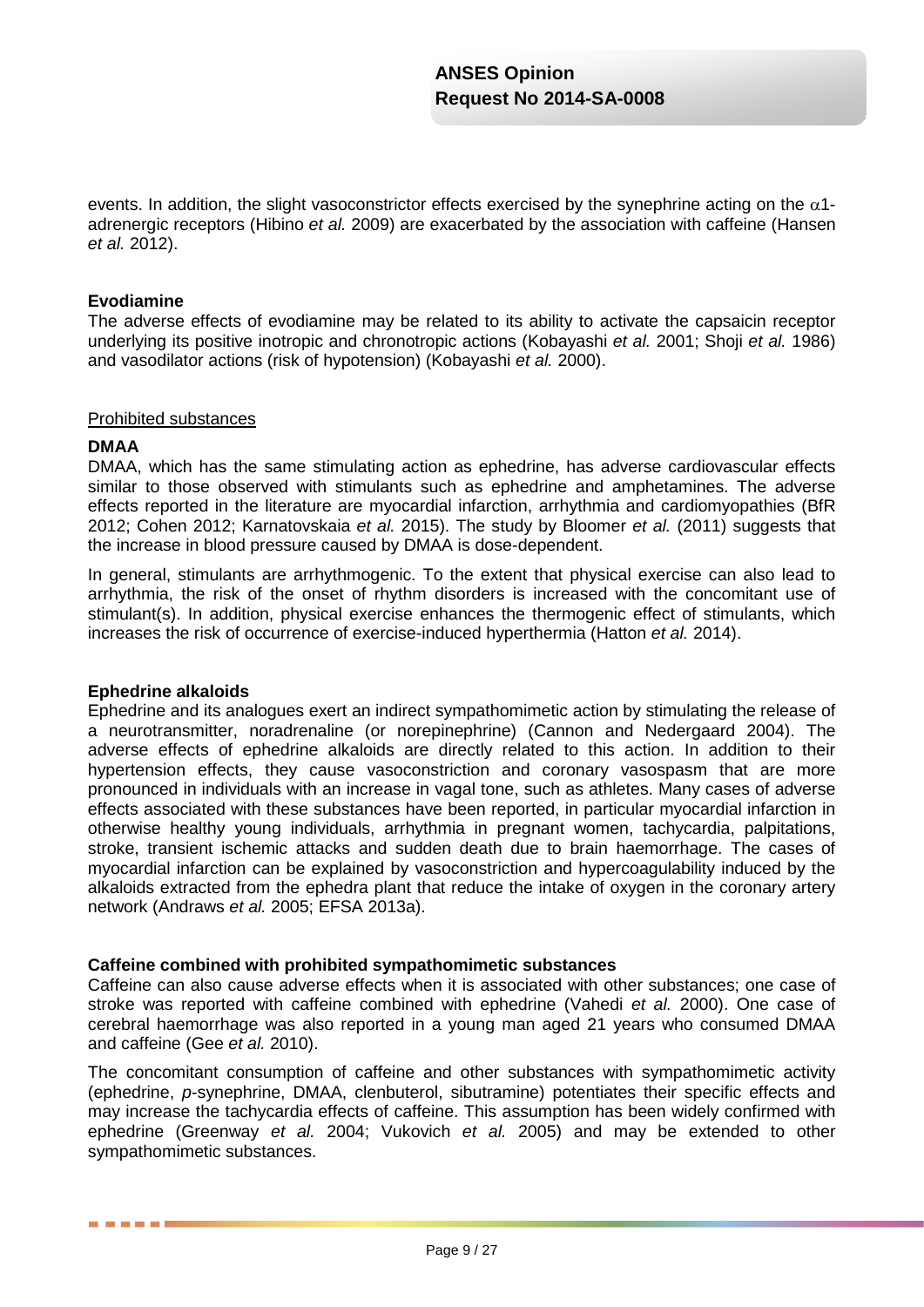events. In addition, the slight vasoconstrictor effects exercised by the synephrine acting on the $\alpha$1-adrenergic receptors (Hibino *et al.* 2009) are exacerbated by the association with caffeine (Hansen *et al.* 2012).

**Evodiamine**

The adverse effects of evodiamine may be related to its ability to activate the capsaicin receptor underlying its positive inotropic and chronotropic actions (Kobayashi *et al.* 2001; Shoji *et al.* 1986) and vasodilator actions (risk of hypotension) (Kobayashi *et al.* 2000).

Prohibited substances

**DMAA**

DMAA, which has the same stimulating action as ephedrine, has adverse cardiovascular effects similar to those observed with stimulants such as ephedrine and amphetamines. The adverse effects reported in the literature are myocardial infarction, arrhythmia and cardiomyopathies (BfR 2012; Cohen 2012; Karnatovskaia *et al.* 2015). The study by Bloomer *et al.* (2011) suggests that the increase in blood pressure caused by DMAA is dose-dependent.

In general, stimulants are arrhythmogenic. To the extent that physical exercise can also lead to arrhythmia, the risk of the onset of rhythm disorders is increased with the concomitant use of stimulant(s). In addition, physical exercise enhances the thermogenic effect of stimulants, which increases the risk of occurrence of exercise-induced hyperthermia (Hatton *et al.* 2014).

**Ephedrine alkaloids**

Ephedrine and its analogues exert an indirect sympathomimetic action by stimulating the release of a neurotransmitter, noradrenaline (or norepinephrine) (Cannon and Nedergaard 2004). The adverse effects of ephedrine alkaloids are directly related to this action. In addition to their hypertension effects, they cause vasoconstriction and coronary vasospasm that are more pronounced in individuals with an increase in vagal tone, such as athletes. Many cases of adverse effects associated with these substances have been reported, in particular myocardial infarction in otherwise healthy young individuals, arrhythmia in pregnant women, tachycardia, palpitations, stroke, transient ischemic attacks and sudden death due to brain haemorrhage. The cases of myocardial infarction can be explained by vasoconstriction and hypercoagulability induced by the alkaloids extracted from the ephedra plant that reduce the intake of oxygen in the coronary artery network (Andraws *et al.* 2005; EFSA 2013a).

**Caffeine combined with prohibited sympathomimetic substances**

Caffeine can also cause adverse effects when it is associated with other substances; one case of stroke was reported with caffeine combined with ephedrine (Vahedi *et al.* 2000). One case of cerebral haemorrhage was also reported in a young man aged 21 years who consumed DMAA and caffeine (Gee *et al.* 2010).

The concomitant consumption of caffeine and other substances with sympathomimetic activity (ephedrine, *p*-synephrine, DMAA, clenbuterol, sibutramine) potentiates their specific effects and may increase the tachycardia effects of caffeine. This assumption has been widely confirmed with ephedrine (Greenway *et al.* 2004; Vukovich *et al.* 2005) and may be extended to other sympathomimetic substances.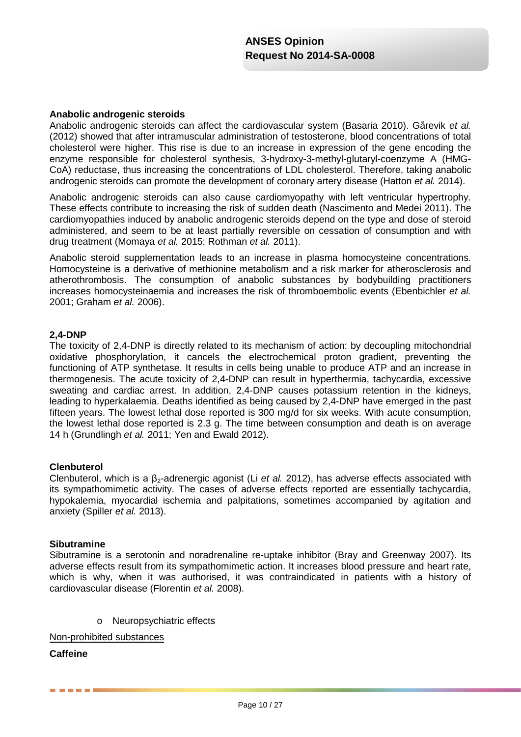**Anabolic androgenic steroids**

Anabolic androgenic steroids can affect the cardiovascular system (Basaria 2010). Gårevik *et al.* (2012) showed that after intramuscular administration of testosterone, blood concentrations of total cholesterol were higher. This rise is due to an increase in expression of the gene encoding the enzyme responsible for cholesterol synthesis, 3-hydroxy-3-methyl-glutaryl-coenzyme A (HMG-CoA) reductase, thus increasing the concentrations of LDL cholesterol. Therefore, taking anabolic androgenic steroids can promote the development of coronary artery disease (Hatton *et al.* 2014).

Anabolic androgenic steroids can also cause cardiomyopathy with left ventricular hypertrophy. These effects contribute to increasing the risk of sudden death (Nascimento and Medei 2011). The cardiomyopathies induced by anabolic androgenic steroids depend on the type and dose of steroid administered, and seem to be at least partially reversible on cessation of consumption and with drug treatment (Momaya *et al.* 2015; Rothman *et al.* 2011).

Anabolic steroid supplementation leads to an increase in plasma homocysteine concentrations. Homocysteine is a derivative of methionine metabolism and a risk marker for atherosclerosis and atherothrombosis. The consumption of anabolic substances by bodybuilding practitioners increases homocysteinaemia and increases the risk of thromboembolic events (Ebenbichler *et al.* 2001; Graham *et al.* 2006).

**2,4-DNP**

The toxicity of 2,4-DNP is directly related to its mechanism of action: by decoupling mitochondrial oxidative phosphorylation, it cancels the electrochemical proton gradient, preventing the functioning of ATP synthetase. It results in cells being unable to produce ATP and an increase in thermogenesis. The acute toxicity of 2,4-DNP can result in hyperthermia, tachycardia, excessive sweating and cardiac arrest. In addition, 2,4-DNP causes potassium retention in the kidneys, leading to hyperkalaemia. Deaths identified as being caused by 2,4-DNP have emerged in the past fifteen years. The lowest lethal dose reported is 300 mg/d for six weeks. With acute consumption, the lowest lethal dose reported is 2.3 g. The time between consumption and death is on average 14 h (Grundlingh *et al.* 2011; Yen and Ewald 2012).

**Clenbuterol**

Clenbuterol, which is a $\beta_2$-adrenergic agonist (Li *et al.* 2012), has adverse effects associated with its sympathomimetic activity. The cases of adverse effects reported are essentially tachycardia, hypokalemia, myocardial ischemia and palpitations, sometimes accompanied by agitation and anxiety (Spiller *et al.* 2013).

**Sibutramine**

Sibutramine is a serotonin and noradrenaline re-uptake inhibitor (Bray and Greenway 2007). Its adverse effects result from its sympathomimetic action. It increases blood pressure and heart rate, which is why, when it was authorised, it was contraindicated in patients with a history of cardiovascular disease (Florentin *et al.* 2008).

- Neuropsychiatric effects

<u>Non-prohibited substances</u>

**Caffeine**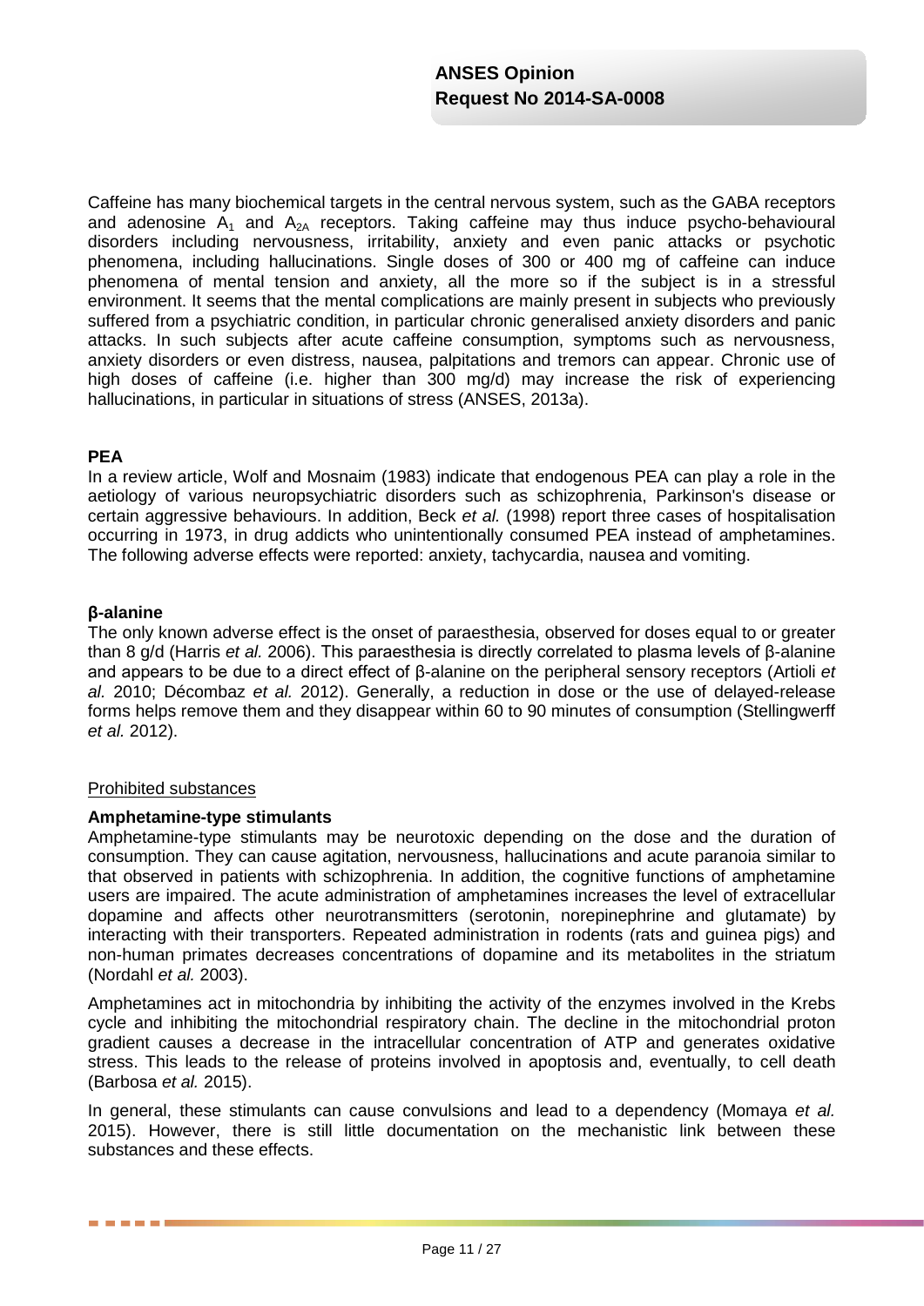Caffeine has many biochemical targets in the central nervous system, such as the GABA receptors and adenosine $A_1$ and $A_{2A}$ receptors. Taking caffeine may thus induce psycho-behavioural disorders including nervousness, irritability, anxiety and even panic attacks or psychotic phenomena, including hallucinations. Single doses of 300 or 400 mg of caffeine can induce phenomena of mental tension and anxiety, all the more so if the subject is in a stressful environment. It seems that the mental complications are mainly present in subjects who previously suffered from a psychiatric condition, in particular chronic generalised anxiety disorders and panic attacks. In such subjects after acute caffeine consumption, symptoms such as nervousness, anxiety disorders or even distress, nausea, palpitations and tremors can appear. Chronic use of high doses of caffeine (i.e. higher than 300 mg/d) may increase the risk of experiencing hallucinations, in particular in situations of stress (ANSES, 2013a).

**PEA**

In a review article, Wolf and Mosnaim (1983) indicate that endogenous PEA can play a role in the aetiology of various neuropsychiatric disorders such as schizophrenia, Parkinson's disease or certain aggressive behaviours. In addition, Beck *et al.* (1998) report three cases of hospitalisation occurring in 1973, in drug addicts who unintentionally consumed PEA instead of amphetamines. The following adverse effects were reported: anxiety, tachycardia, nausea and vomiting.

**β-alanine**

The only known adverse effect is the onset of paraesthesia, observed for doses equal to or greater than 8 g/d (Harris *et al.* 2006). This paraesthesia is directly correlated to plasma levels of β-alanine and appears to be due to a direct effect of β-alanine on the peripheral sensory receptors (Artioli *et al.* 2010; Décombaz *et al.* 2012). Generally, a reduction in dose or the use of delayed-release forms helps remove them and they disappear within 60 to 90 minutes of consumption (Stellingwerff *et al.* 2012).

Prohibited substances

**Amphetamine-type stimulants**

Amphetamine-type stimulants may be neurotoxic depending on the dose and the duration of consumption. They can cause agitation, nervousness, hallucinations and acute paranoia similar to that observed in patients with schizophrenia. In addition, the cognitive functions of amphetamine users are impaired. The acute administration of amphetamines increases the level of extracellular dopamine and affects other neurotransmitters (serotonin, norepinephrine and glutamate) by interacting with their transporters. Repeated administration in rodents (rats and guinea pigs) and non-human primates decreases concentrations of dopamine and its metabolites in the striatum (Nordahl *et al.* 2003).

Amphetamines act in mitochondria by inhibiting the activity of the enzymes involved in the Krebs cycle and inhibiting the mitochondrial respiratory chain. The decline in the mitochondrial proton gradient causes a decrease in the intracellular concentration of ATP and generates oxidative stress. This leads to the release of proteins involved in apoptosis and, eventually, to cell death (Barbosa *et al.* 2015).

In general, these stimulants can cause convulsions and lead to a dependency (Momaya *et al.* 2015). However, there is still little documentation on the mechanistic link between these substances and these effects.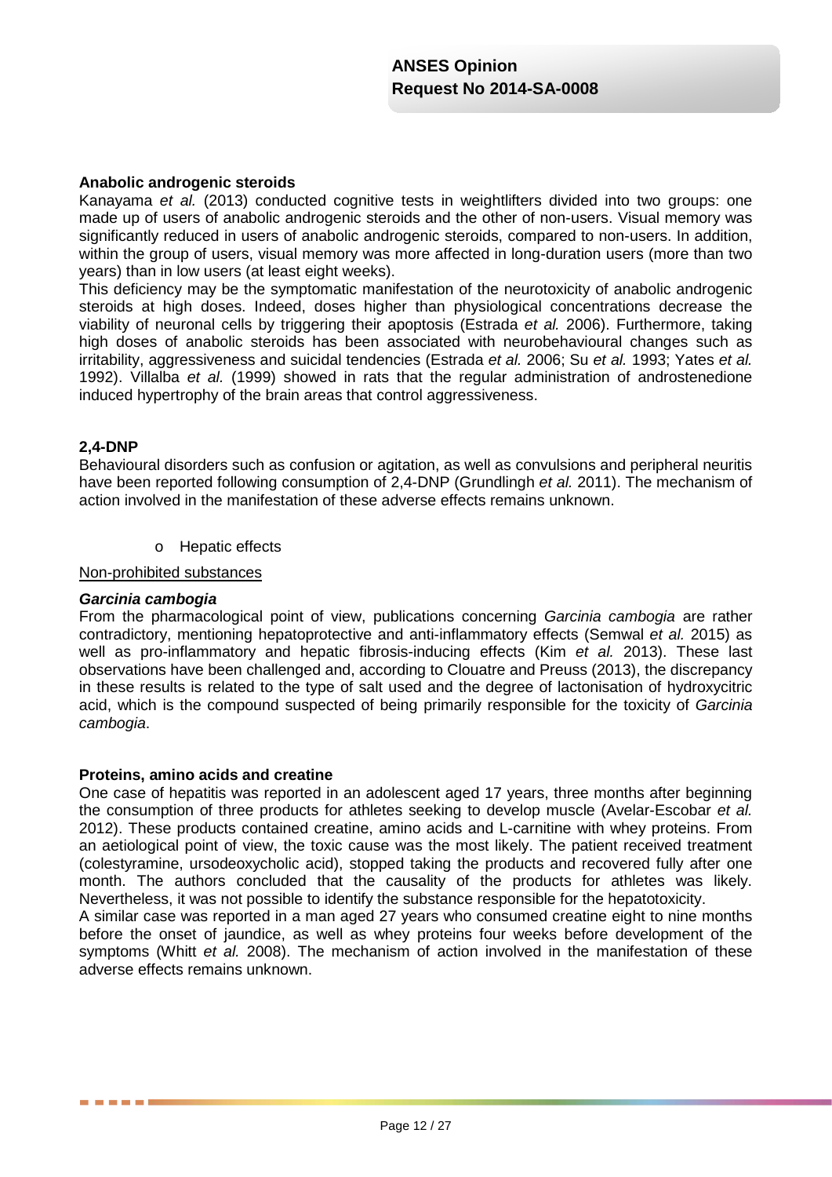**Anabolic androgenic steroids**

Kanayama *et al.* (2013) conducted cognitive tests in weightlifters divided into two groups: one made up of users of anabolic androgenic steroids and the other of non-users. Visual memory was significantly reduced in users of anabolic androgenic steroids, compared to non-users. In addition, within the group of users, visual memory was more affected in long-duration users (more than two years) than in low users (at least eight weeks).

This deficiency may be the symptomatic manifestation of the neurotoxicity of anabolic androgenic steroids at high doses. Indeed, doses higher than physiological concentrations decrease the viability of neuronal cells by triggering their apoptosis (Estrada *et al.* 2006). Furthermore, taking high doses of anabolic steroids has been associated with neurobehavioural changes such as irritability, aggressiveness and suicidal tendencies (Estrada *et al.* 2006; Su *et al.* 1993; Yates *et al.* 1992). Villalba *et al.* (1999) showed in rats that the regular administration of androstenedione induced hypertrophy of the brain areas that control aggressiveness.

**2,4-DNP**

Behavioural disorders such as confusion or agitation, as well as convulsions and peripheral neuritis have been reported following consumption of 2,4-DNP (Grundlingh *et al.* 2011). The mechanism of action involved in the manifestation of these adverse effects remains unknown.

- Hepatic effects

Non-prohibited substances

***Garcinia cambogia***

From the pharmacological point of view, publications concerning *Garcinia cambogia* are rather contradictory, mentioning hepatoprotective and anti-inflammatory effects (Semwal *et al.* 2015) as well as pro-inflammatory and hepatic fibrosis-inducing effects (Kim *et al.* 2013). These last observations have been challenged and, according to Clouatre and Preuss (2013), the discrepancy in these results is related to the type of salt used and the degree of lactonisation of hydroxycitric acid, which is the compound suspected of being primarily responsible for the toxicity of *Garcinia cambogia*.

**Proteins, amino acids and creatine**

One case of hepatitis was reported in an adolescent aged 17 years, three months after beginning the consumption of three products for athletes seeking to develop muscle (Avelar-Escobar *et al.* 2012). These products contained creatine, amino acids and L-carnitine with whey proteins. From an aetiological point of view, the toxic cause was the most likely. The patient received treatment (colestyramine, ursodeoxycholic acid), stopped taking the products and recovered fully after one month. The authors concluded that the causality of the products for athletes was likely. Nevertheless, it was not possible to identify the substance responsible for the hepatotoxicity.

A similar case was reported in a man aged 27 years who consumed creatine eight to nine months before the onset of jaundice, as well as whey proteins four weeks before development of the symptoms (Whitt *et al.* 2008). The mechanism of action involved in the manifestation of these adverse effects remains unknown.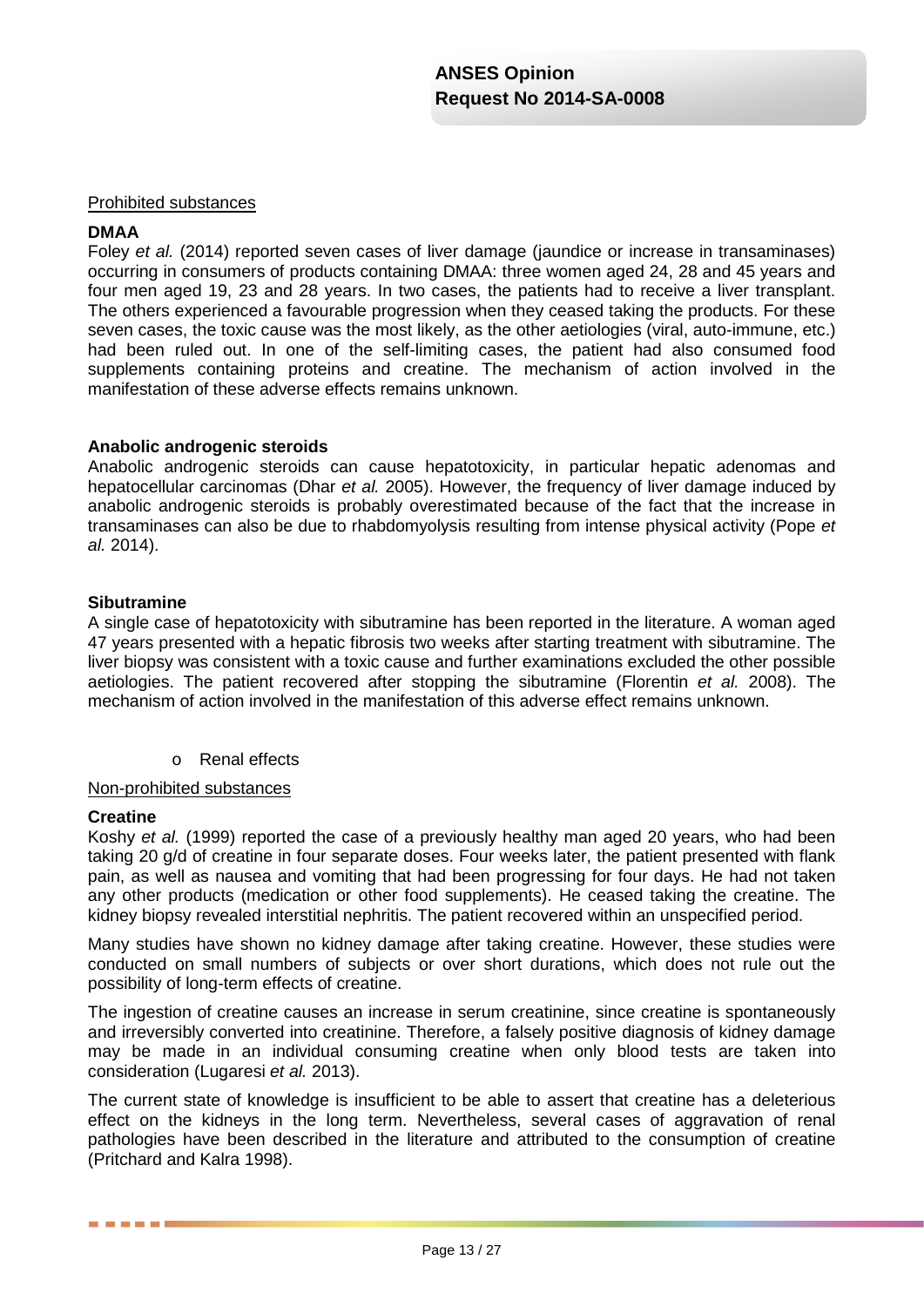Prohibited substances

**DMAA**

Foley *et al.* (2014) reported seven cases of liver damage (jaundice or increase in transaminases) occurring in consumers of products containing DMAA: three women aged 24, 28 and 45 years and four men aged 19, 23 and 28 years. In two cases, the patients had to receive a liver transplant. The others experienced a favourable progression when they ceased taking the products. For these seven cases, the toxic cause was the most likely, as the other aetiologies (viral, auto-immune, etc.) had been ruled out. In one of the self-limiting cases, the patient had also consumed food supplements containing proteins and creatine. The mechanism of action involved in the manifestation of these adverse effects remains unknown.

**Anabolic androgenic steroids**

Anabolic androgenic steroids can cause hepatotoxicity, in particular hepatic adenomas and hepatocellular carcinomas (Dhar *et al.* 2005). However, the frequency of liver damage induced by anabolic androgenic steroids is probably overestimated because of the fact that the increase in transaminases can also be due to rhabdomyolysis resulting from intense physical activity (Pope *et al.* 2014).

**Sibutramine**

A single case of hepatotoxicity with sibutramine has been reported in the literature. A woman aged 47 years presented with a hepatic fibrosis two weeks after starting treatment with sibutramine. The liver biopsy was consistent with a toxic cause and further examinations excluded the other possible aetiologies. The patient recovered after stopping the sibutramine (Florentin *et al.* 2008). The mechanism of action involved in the manifestation of this adverse effect remains unknown.

- Renal effects

Non-prohibited substances

**Creatine**

Koshy *et al.* (1999) reported the case of a previously healthy man aged 20 years, who had been taking 20 g/d of creatine in four separate doses. Four weeks later, the patient presented with flank pain, as well as nausea and vomiting that had been progressing for four days. He had not taken any other products (medication or other food supplements). He ceased taking the creatine. The kidney biopsy revealed interstitial nephritis. The patient recovered within an unspecified period.

Many studies have shown no kidney damage after taking creatine. However, these studies were conducted on small numbers of subjects or over short durations, which does not rule out the possibility of long-term effects of creatine.

The ingestion of creatine causes an increase in serum creatinine, since creatine is spontaneously and irreversibly converted into creatinine. Therefore, a falsely positive diagnosis of kidney damage may be made in an individual consuming creatine when only blood tests are taken into consideration (Lugaresi *et al.* 2013).

The current state of knowledge is insufficient to be able to assert that creatine has a deleterious effect on the kidneys in the long term. Nevertheless, several cases of aggravation of renal pathologies have been described in the literature and attributed to the consumption of creatine (Pritchard and Kalra 1998).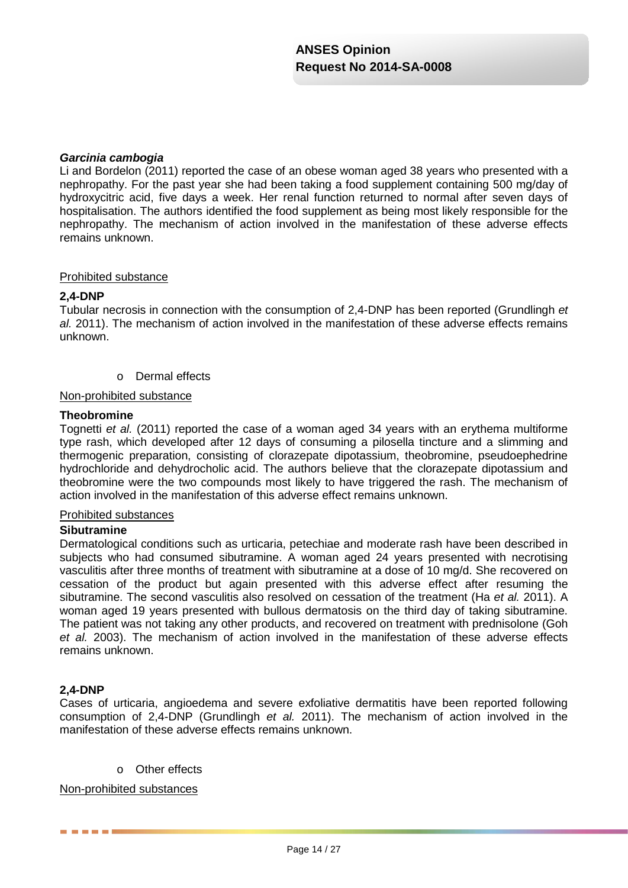***Garcinia cambogia***

Li and Bordelon (2011) reported the case of an obese woman aged 38 years who presented with a nephropathy. For the past year she had been taking a food supplement containing 500 mg/day of hydroxycitric acid, five days a week. Her renal function returned to normal after seven days of hospitalisation. The authors identified the food supplement as being most likely responsible for the nephropathy. The mechanism of action involved in the manifestation of these adverse effects remains unknown.

Prohibited substance

**2,4-DNP**

Tubular necrosis in connection with the consumption of 2,4-DNP has been reported (Grundlingh *et al.* 2011). The mechanism of action involved in the manifestation of these adverse effects remains unknown.

- Dermal effects

Non-prohibited substance

**Theobromine**

Tognetti *et al.* (2011) reported the case of a woman aged 34 years with an erythema multiforme type rash, which developed after 12 days of consuming a pilosella tincture and a slimming and thermogenic preparation, consisting of clorazepate dipotassium, theobromine, pseudoephedrine hydrochloride and dehydrocholic acid. The authors believe that the clorazepate dipotassium and theobromine were the two compounds most likely to have triggered the rash. The mechanism of action involved in the manifestation of this adverse effect remains unknown.

Prohibited substances

**Sibutramine**

Dermatological conditions such as urticaria, petechiae and moderate rash have been described in subjects who had consumed sibutramine. A woman aged 24 years presented with necrotising vasculitis after three months of treatment with sibutramine at a dose of 10 mg/d. She recovered on cessation of the product but again presented with this adverse effect after resuming the sibutramine. The second vasculitis also resolved on cessation of the treatment (Ha *et al.* 2011). A woman aged 19 years presented with bullous dermatosis on the third day of taking sibutramine. The patient was not taking any other products, and recovered on treatment with prednisolone (Goh *et al.* 2003). The mechanism of action involved in the manifestation of these adverse effects remains unknown.

**2,4-DNP**

Cases of urticaria, angioedema and severe exfoliative dermatitis have been reported following consumption of 2,4-DNP (Grundlingh *et al.* 2011). The mechanism of action involved in the manifestation of these adverse effects remains unknown.

- Other effects

Non-prohibited substances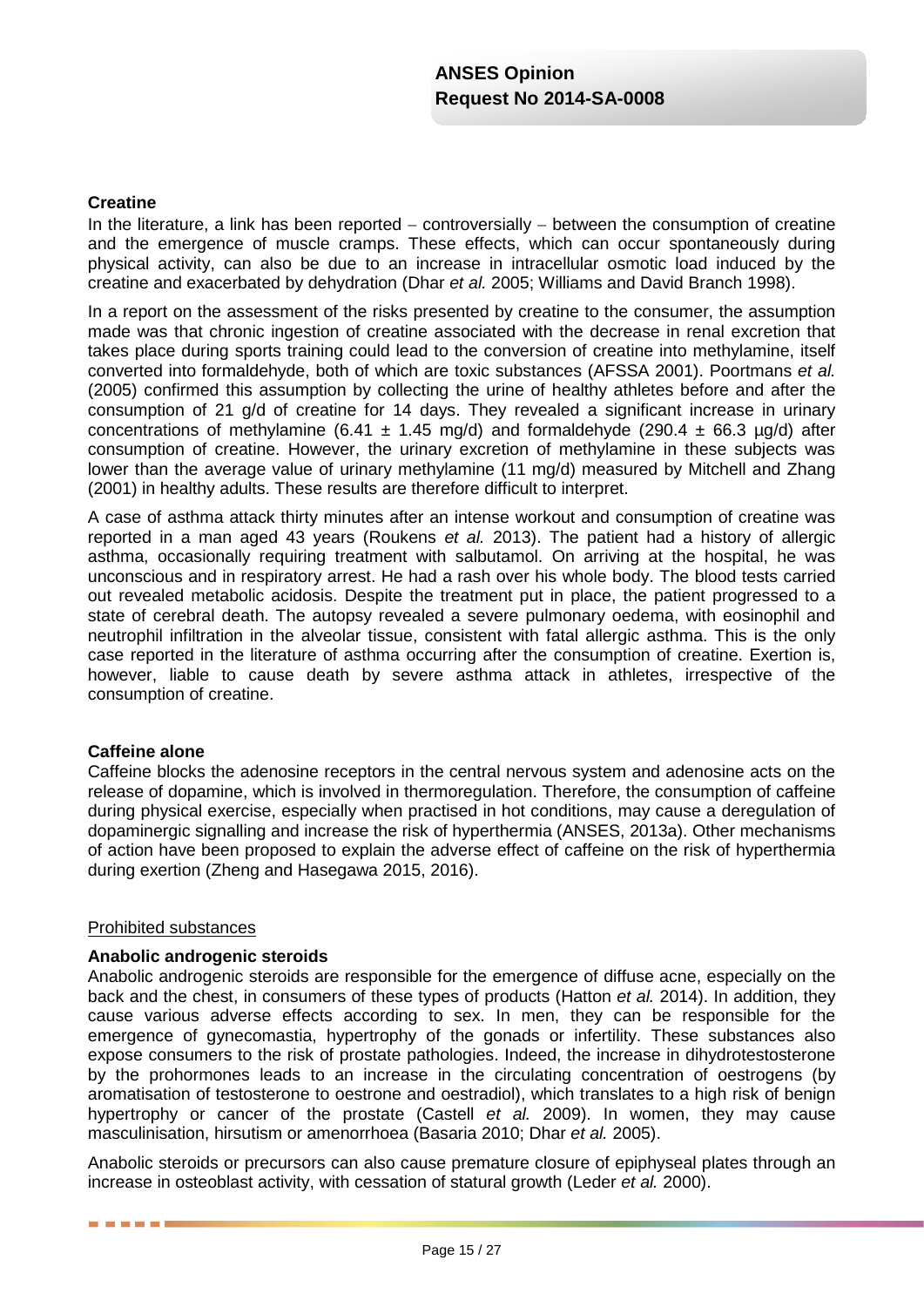**Creatine**

In the literature, a link has been reported – controversially – between the consumption of creatine and the emergence of muscle cramps. These effects, which can occur spontaneously during physical activity, can also be due to an increase in intracellular osmotic load induced by the creatine and exacerbated by dehydration (Dhar *et al.* 2005; Williams and David Branch 1998).

In a report on the assessment of the risks presented by creatine to the consumer, the assumption made was that chronic ingestion of creatine associated with the decrease in renal excretion that takes place during sports training could lead to the conversion of creatine into methylamine, itself converted into formaldehyde, both of which are toxic substances (AFSSA 2001). Poortmans *et al.* (2005) confirmed this assumption by collecting the urine of healthy athletes before and after the consumption of 21 g/d of creatine for 14 days. They revealed a significant increase in urinary concentrations of methylamine ($6.41 \pm 1.45$ mg/d) and formaldehyde ($290.4 \pm 66.3$ µg/d) after consumption of creatine. However, the urinary excretion of methylamine in these subjects was lower than the average value of urinary methylamine (11 mg/d) measured by Mitchell and Zhang (2001) in healthy adults. These results are therefore difficult to interpret.

A case of asthma attack thirty minutes after an intense workout and consumption of creatine was reported in a man aged 43 years (Roukens *et al.* 2013). The patient had a history of allergic asthma, occasionally requiring treatment with salbutamol. On arriving at the hospital, he was unconscious and in respiratory arrest. He had a rash over his whole body. The blood tests carried out revealed metabolic acidosis. Despite the treatment put in place, the patient progressed to a state of cerebral death. The autopsy revealed a severe pulmonary oedema, with eosinophil and neutrophil infiltration in the alveolar tissue, consistent with fatal allergic asthma. This is the only case reported in the literature of asthma occurring after the consumption of creatine. Exertion is, however, liable to cause death by severe asthma attack in athletes, irrespective of the consumption of creatine.

**Caffeine alone**

Caffeine blocks the adenosine receptors in the central nervous system and adenosine acts on the release of dopamine, which is involved in thermoregulation. Therefore, the consumption of caffeine during physical exercise, especially when practised in hot conditions, may cause a deregulation of dopaminergic signalling and increase the risk of hyperthermia (ANSES, 2013a). Other mechanisms of action have been proposed to explain the adverse effect of caffeine on the risk of hyperthermia during exertion (Zheng and Hasegawa 2015, 2016).

<u>Prohibited substances</u>

**Anabolic androgenic steroids**

Anabolic androgenic steroids are responsible for the emergence of diffuse acne, especially on the back and the chest, in consumers of these types of products (Hatton *et al.* 2014). In addition, they cause various adverse effects according to sex. In men, they can be responsible for the emergence of gynecomastia, hypertrophy of the gonads or infertility. These substances also expose consumers to the risk of prostate pathologies. Indeed, the increase in dihydrotestosterone by the prohormones leads to an increase in the circulating concentration of oestrogens (by aromatisation of testosterone to oestrone and oestradiol), which translates to a high risk of benign hypertrophy or cancer of the prostate (Castell *et al.* 2009). In women, they may cause masculinisation, hirsutism or amenorrhoea (Basaria 2010; Dhar *et al.* 2005).

Anabolic steroids or precursors can also cause premature closure of epiphyseal plates through an increase in osteoblast activity, with cessation of statural growth (Leder *et al.* 2000).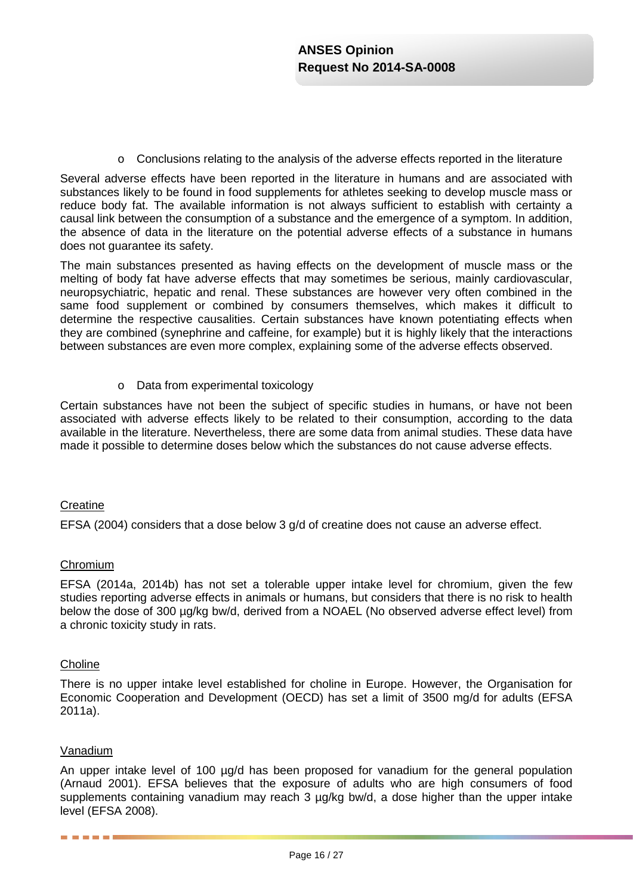- Conclusions relating to the analysis of the adverse effects reported in the literature

Several adverse effects have been reported in the literature in humans and are associated with substances likely to be found in food supplements for athletes seeking to develop muscle mass or reduce body fat. The available information is not always sufficient to establish with certainty a causal link between the consumption of a substance and the emergence of a symptom. In addition, the absence of data in the literature on the potential adverse effects of a substance in humans does not guarantee its safety.

The main substances presented as having effects on the development of muscle mass or the melting of body fat have adverse effects that may sometimes be serious, mainly cardiovascular, neuropsychiatric, hepatic and renal. These substances are however very often combined in the same food supplement or combined by consumers themselves, which makes it difficult to determine the respective causalities. Certain substances have known potentiating effects when they are combined (synephrine and caffeine, for example) but it is highly likely that the interactions between substances are even more complex, explaining some of the adverse effects observed.

- Data from experimental toxicology

Certain substances have not been the subject of specific studies in humans, or have not been associated with adverse effects likely to be related to their consumption, according to the data available in the literature. Nevertheless, there are some data from animal studies. These data have made it possible to determine doses below which the substances do not cause adverse effects.

<u>Creatine</u>

EFSA (2004) considers that a dose below 3 g/d of creatine does not cause an adverse effect.

<u>Chromium</u>

EFSA (2014a, 2014b) has not set a tolerable upper intake level for chromium, given the few studies reporting adverse effects in animals or humans, but considers that there is no risk to health below the dose of 300 µg/kg bw/d, derived from a NOAEL (No observed adverse effect level) from a chronic toxicity study in rats.

<u>Choline</u>

There is no upper intake level established for choline in Europe. However, the Organisation for Economic Cooperation and Development (OECD) has set a limit of 3500 mg/d for adults (EFSA 2011a).

<u>Vanadium</u>

An upper intake level of 100 µg/d has been proposed for vanadium for the general population (Arnaud 2001). EFSA believes that the exposure of adults who are high consumers of food supplements containing vanadium may reach 3 µg/kg bw/d, a dose higher than the upper intake level (EFSA 2008).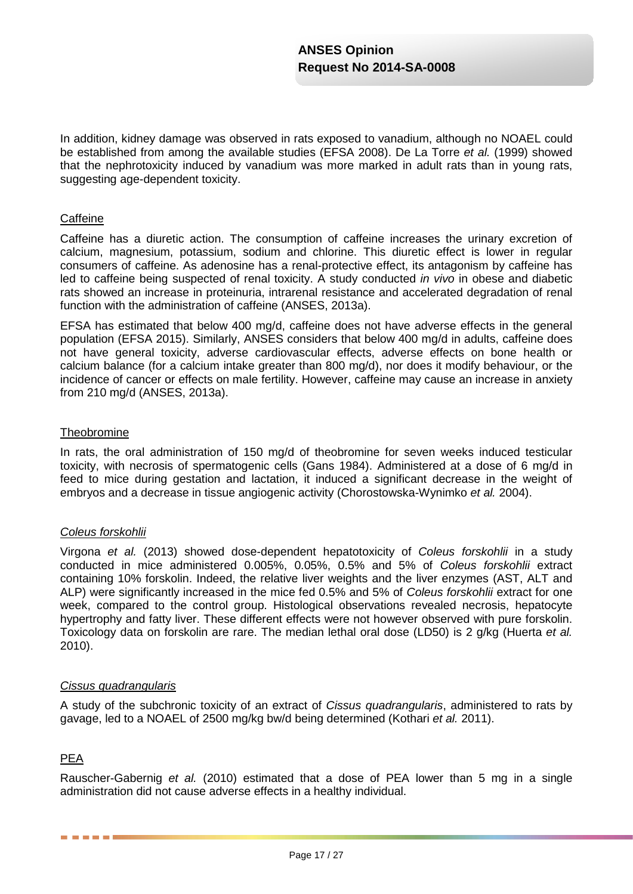In addition, kidney damage was observed in rats exposed to vanadium, although no NOAEL could be established from among the available studies (EFSA 2008). De La Torre *et al.* (1999) showed that the nephrotoxicity induced by vanadium was more marked in adult rats than in young rats, suggesting age-dependent toxicity.

### Caffeine

Caffeine has a diuretic action. The consumption of caffeine increases the urinary excretion of calcium, magnesium, potassium, sodium and chlorine. This diuretic effect is lower in regular consumers of caffeine. As adenosine has a renal-protective effect, its antagonism by caffeine has led to caffeine being suspected of renal toxicity. A study conducted *in vivo* in obese and diabetic rats showed an increase in proteinuria, intrarenal resistance and accelerated degradation of renal function with the administration of caffeine (ANSES, 2013a).

EFSA has estimated that below 400 mg/d, caffeine does not have adverse effects in the general population (EFSA 2015). Similarly, ANSES considers that below 400 mg/d in adults, caffeine does not have general toxicity, adverse cardiovascular effects, adverse effects on bone health or calcium balance (for a calcium intake greater than 800 mg/d), nor does it modify behaviour, or the incidence of cancer or effects on male fertility. However, caffeine may cause an increase in anxiety from 210 mg/d (ANSES, 2013a).

### Theobromine

In rats, the oral administration of 150 mg/d of theobromine for seven weeks induced testicular toxicity, with necrosis of spermatogenic cells (Gans 1984). Administered at a dose of 6 mg/d in feed to mice during gestation and lactation, it induced a significant decrease in the weight of embryos and a decrease in tissue angiogenic activity (Chorostowska-Wynimko *et al.* 2004).

### *Coleus forskohlii*

Virgona *et al.* (2013) showed dose-dependent hepatotoxicity of *Coleus forskohlii* in a study conducted in mice administered 0.005%, 0.05%, 0.5% and 5% of *Coleus forskohlii* extract containing 10% forskolin. Indeed, the relative liver weights and the liver enzymes (AST, ALT and ALP) were significantly increased in the mice fed 0.5% and 5% of *Coleus forskohlii* extract for one week, compared to the control group. Histological observations revealed necrosis, hepatocyte hypertrophy and fatty liver. These different effects were not however observed with pure forskolin. Toxicology data on forskolin are rare. The median lethal oral dose (LD50) is 2 g/kg (Huerta *et al.* 2010).

### *Cissus quadrangularis*

A study of the subchronic toxicity of an extract of *Cissus quadrangularis*, administered to rats by gavage, led to a NOAEL of 2500 mg/kg bw/d being determined (Kothari *et al.* 2011).

### PEA

Rauscher-Gabernig *et al.* (2010) estimated that a dose of PEA lower than 5 mg in a single administration did not cause adverse effects in a healthy individual.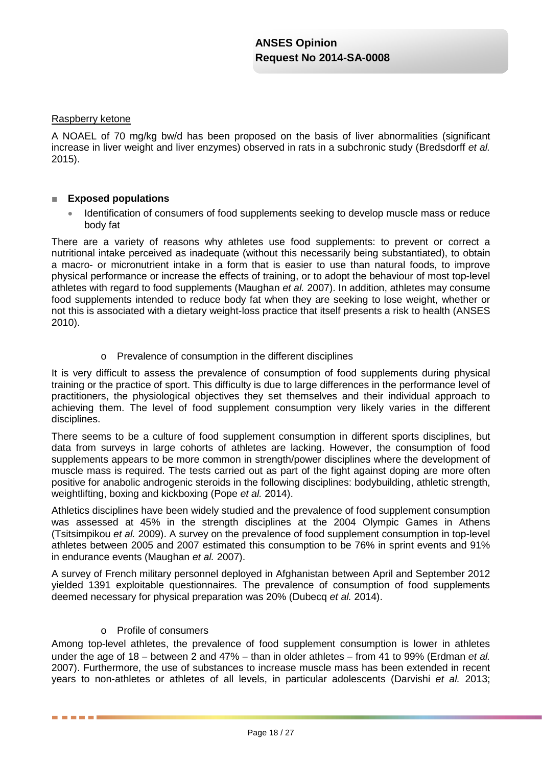Raspberry ketone

A NOAEL of 70 mg/kg bw/d has been proposed on the basis of liver abnormalities (significant increase in liver weight and liver enzymes) observed in rats in a subchronic study (Bredsdorff *et al.* 2015).

- **Exposed populations**
  - Identification of consumers of food supplements seeking to develop muscle mass or reduce body fat

There are a variety of reasons why athletes use food supplements: to prevent or correct a nutritional intake perceived as inadequate (without this necessarily being substantiated), to obtain a macro- or micronutrient intake in a form that is easier to use than natural foods, to improve physical performance or increase the effects of training, or to adopt the behaviour of most top-level athletes with regard to food supplements (Maughan *et al.* 2007). In addition, athletes may consume food supplements intended to reduce body fat when they are seeking to lose weight, whether or not this is associated with a dietary weight-loss practice that itself presents a risk to health (ANSES 2010).

- Prevalence of consumption in the different disciplines

It is very difficult to assess the prevalence of consumption of food supplements during physical training or the practice of sport. This difficulty is due to large differences in the performance level of practitioners, the physiological objectives they set themselves and their individual approach to achieving them. The level of food supplement consumption very likely varies in the different disciplines.

There seems to be a culture of food supplement consumption in different sports disciplines, but data from surveys in large cohorts of athletes are lacking. However, the consumption of food supplements appears to be more common in strength/power disciplines where the development of muscle mass is required. The tests carried out as part of the fight against doping are more often positive for anabolic androgenic steroids in the following disciplines: bodybuilding, athletic strength, weightlifting, boxing and kickboxing (Pope *et al.* 2014).

Athletics disciplines have been widely studied and the prevalence of food supplement consumption was assessed at 45% in the strength disciplines at the 2004 Olympic Games in Athens (Tsitsimpikou *et al.* 2009). A survey on the prevalence of food supplement consumption in top-level athletes between 2005 and 2007 estimated this consumption to be 76% in sprint events and 91% in endurance events (Maughan *et al.* 2007).

A survey of French military personnel deployed in Afghanistan between April and September 2012 yielded 1391 exploitable questionnaires. The prevalence of consumption of food supplements deemed necessary for physical preparation was 20% (Dubecq *et al.* 2014).

- Profile of consumers

Among top-level athletes, the prevalence of food supplement consumption is lower in athletes under the age of 18 – between 2 and 47% – than in older athletes – from 41 to 99% (Erdman *et al.* 2007). Furthermore, the use of substances to increase muscle mass has been extended in recent years to non-athletes or athletes of all levels, in particular adolescents (Darvishi *et al.* 2013;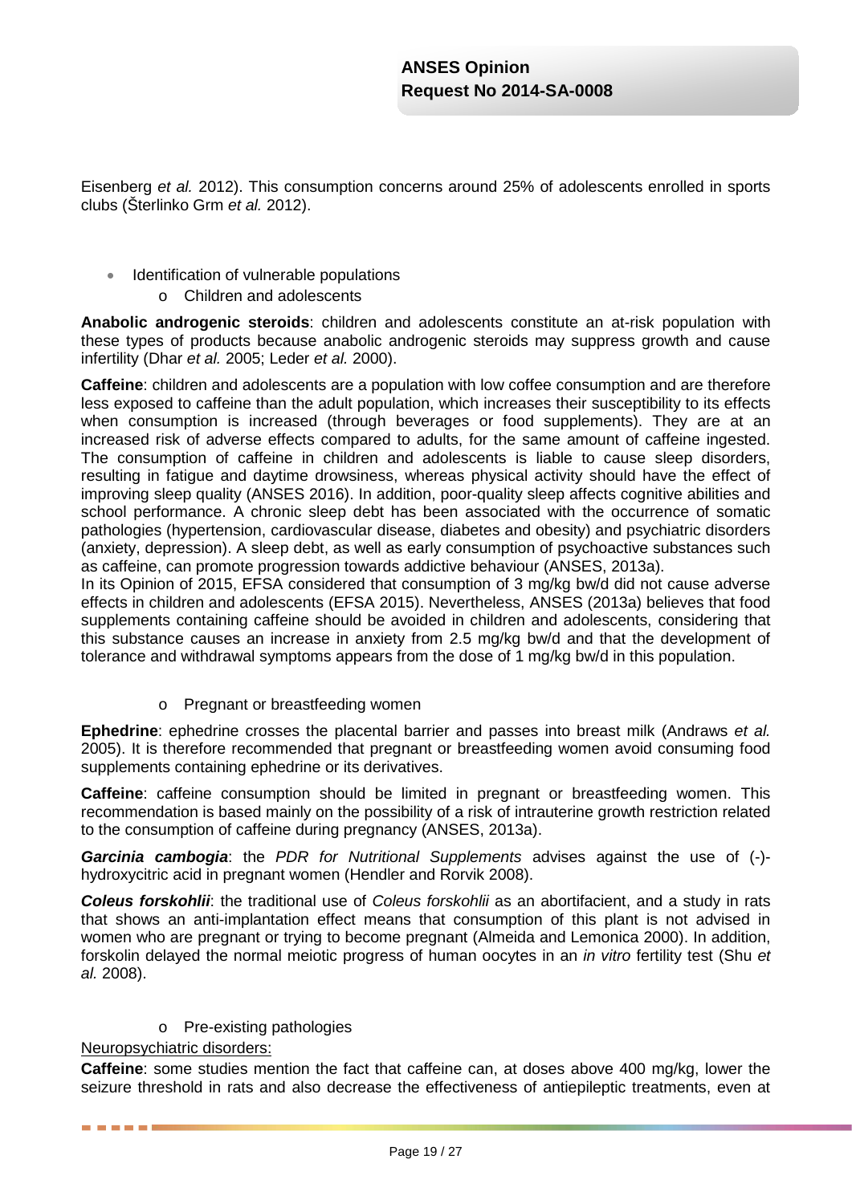Eisenberg *et al.* 2012). This consumption concerns around 25% of adolescents enrolled in sports clubs (Šterlinko Grm *et al.* 2012).

- Identification of vulnerable populations
    - Children and adolescents

**Anabolic androgenic steroids**: children and adolescents constitute an at-risk population with these types of products because anabolic androgenic steroids may suppress growth and cause infertility (Dhar *et al.* 2005; Leder *et al.* 2000).

**Caffeine**: children and adolescents are a population with low coffee consumption and are therefore less exposed to caffeine than the adult population, which increases their susceptibility to its effects when consumption is increased (through beverages or food supplements). They are at an increased risk of adverse effects compared to adults, for the same amount of caffeine ingested. The consumption of caffeine in children and adolescents is liable to cause sleep disorders, resulting in fatigue and daytime drowsiness, whereas physical activity should have the effect of improving sleep quality (ANSES 2016). In addition, poor-quality sleep affects cognitive abilities and school performance. A chronic sleep debt has been associated with the occurrence of somatic pathologies (hypertension, cardiovascular disease, diabetes and obesity) and psychiatric disorders (anxiety, depression). A sleep debt, as well as early consumption of psychoactive substances such as caffeine, can promote progression towards addictive behaviour (ANSES, 2013a).
In its Opinion of 2015, EFSA considered that consumption of 3 mg/kg bw/d did not cause adverse effects in children and adolescents (EFSA 2015). Nevertheless, ANSES (2013a) believes that food supplements containing caffeine should be avoided in children and adolescents, considering that this substance causes an increase in anxiety from 2.5 mg/kg bw/d and that the development of tolerance and withdrawal symptoms appears from the dose of 1 mg/kg bw/d in this population.

- Pregnant or breastfeeding women

**Ephedrine**: ephedrine crosses the placental barrier and passes into breast milk (Andraws *et al.* 2005). It is therefore recommended that pregnant or breastfeeding women avoid consuming food supplements containing ephedrine or its derivatives.

**Caffeine**: caffeine consumption should be limited in pregnant or breastfeeding women. This recommendation is based mainly on the possibility of a risk of intrauterine growth restriction related to the consumption of caffeine during pregnancy (ANSES, 2013a).

***Garcinia cambogia***: the *PDR for Nutritional Supplements* advises against the use of (-)-hydroxycitric acid in pregnant women (Hendler and Rorvik 2008).

***Coleus forskohlii***: the traditional use of *Coleus forskohlii* as an abortifacient, and a study in rats that shows an anti-implantation effect means that consumption of this plant is not advised in women who are pregnant or trying to become pregnant (Almeida and Lemonica 2000). In addition, forskolin delayed the normal meiotic progress of human oocytes in an *in vitro* fertility test (Shu *et al.* 2008).

- Pre-existing pathologies

<u>Neuropsychiatric disorders:</u>

**Caffeine**: some studies mention the fact that caffeine can, at doses above 400 mg/kg, lower the seizure threshold in rats and also decrease the effectiveness of antiepileptic treatments, even at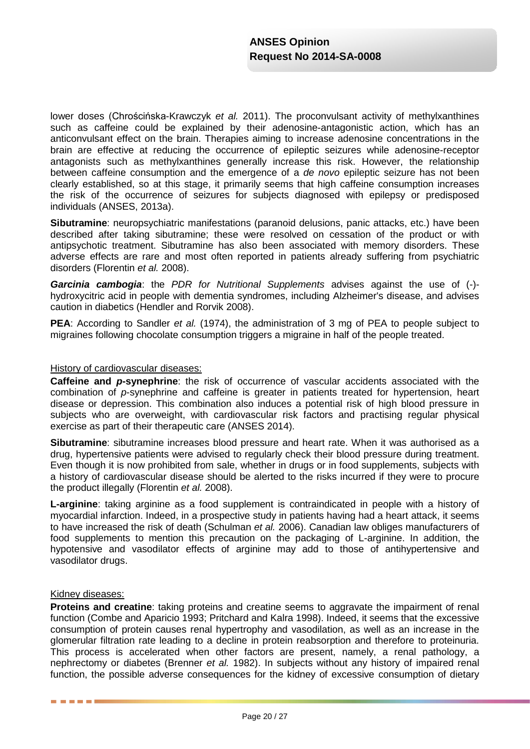lower doses (Chrościńska-Krawczyk *et al.* 2011). The proconvulsant activity of methylxanthines such as caffeine could be explained by their adenosine-antagonistic action, which has an anticonvulsant effect on the brain. Therapies aiming to increase adenosine concentrations in the brain are effective at reducing the occurrence of epileptic seizures while adenosine-receptor antagonists such as methylxanthines generally increase this risk. However, the relationship between caffeine consumption and the emergence of a *de novo* epileptic seizure has not been clearly established, so at this stage, it primarily seems that high caffeine consumption increases the risk of the occurrence of seizures for subjects diagnosed with epilepsy or predisposed individuals (ANSES, 2013a).

**Sibutramine**: neuropsychiatric manifestations (paranoid delusions, panic attacks, etc.) have been described after taking sibutramine; these were resolved on cessation of the product or with antipsychotic treatment. Sibutramine has also been associated with memory disorders. These adverse effects are rare and most often reported in patients already suffering from psychiatric disorders (Florentin *et al.* 2008).

***Garcinia cambogia***: the *PDR for Nutritional Supplements* advises against the use of (-)-hydroxycitric acid in people with dementia syndromes, including Alzheimer's disease, and advises caution in diabetics (Hendler and Rorvik 2008).

**PEA**: According to Sandler *et al.* (1974), the administration of 3 mg of PEA to people subject to migraines following chocolate consumption triggers a migraine in half of the people treated.

History of cardiovascular diseases:

**Caffeine and *p*-synephrine**: the risk of occurrence of vascular accidents associated with the combination of *p*-synephrine and caffeine is greater in patients treated for hypertension, heart disease or depression. This combination also induces a potential risk of high blood pressure in subjects who are overweight, with cardiovascular risk factors and practising regular physical exercise as part of their therapeutic care (ANSES 2014).

**Sibutramine**: sibutramine increases blood pressure and heart rate. When it was authorised as a drug, hypertensive patients were advised to regularly check their blood pressure during treatment. Even though it is now prohibited from sale, whether in drugs or in food supplements, subjects with a history of cardiovascular disease should be alerted to the risks incurred if they were to procure the product illegally (Florentin *et al.* 2008).

**L-arginine**: taking arginine as a food supplement is contraindicated in people with a history of myocardial infarction. Indeed, in a prospective study in patients having had a heart attack, it seems to have increased the risk of death (Schulman *et al.* 2006). Canadian law obliges manufacturers of food supplements to mention this precaution on the packaging of L-arginine. In addition, the hypotensive and vasodilator effects of arginine may add to those of antihypertensive and vasodilator drugs.

Kidney diseases:

**Proteins and creatine**: taking proteins and creatine seems to aggravate the impairment of renal function (Combe and Aparicio 1993; Pritchard and Kalra 1998). Indeed, it seems that the excessive consumption of protein causes renal hypertrophy and vasodilation, as well as an increase in the glomerular filtration rate leading to a decline in protein reabsorption and therefore to proteinuria. This process is accelerated when other factors are present, namely, a renal pathology, a nephrectomy or diabetes (Brenner *et al.* 1982). In subjects without any history of impaired renal function, the possible adverse consequences for the kidney of excessive consumption of dietary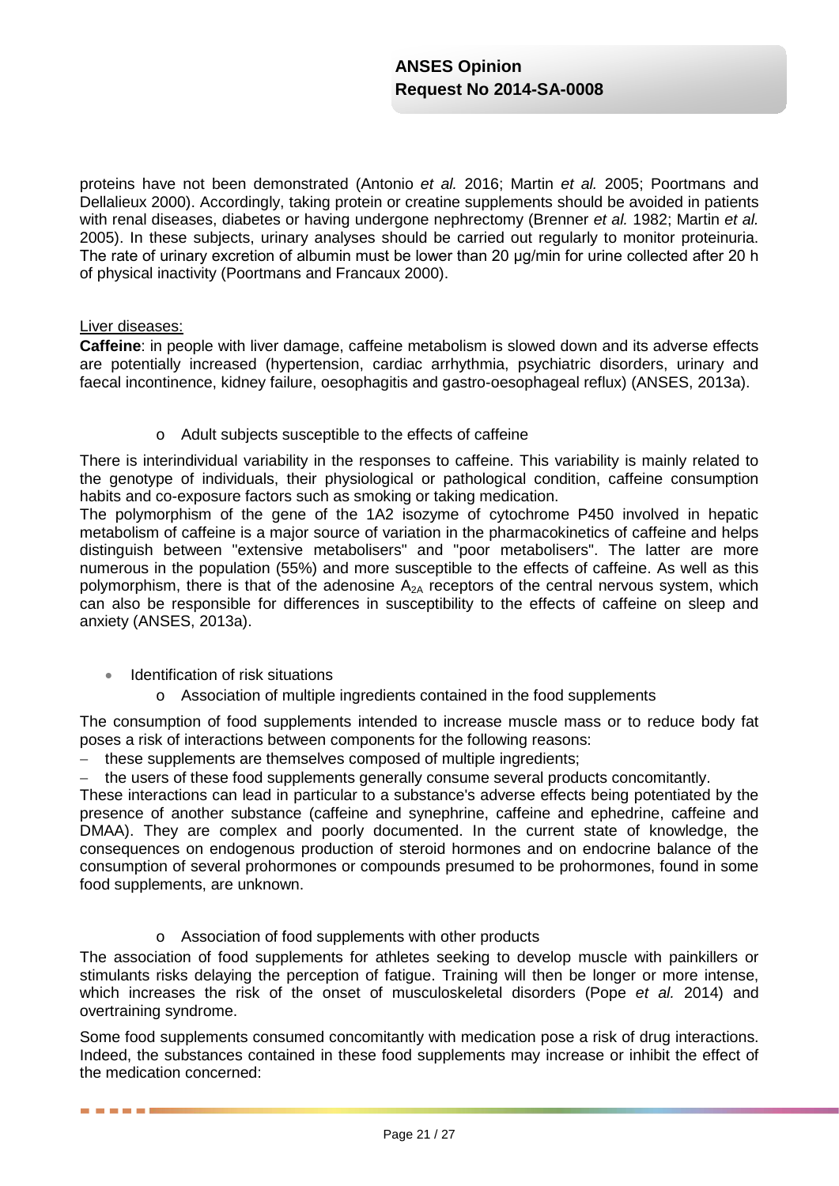proteins have not been demonstrated (Antonio *et al.* 2016; Martin *et al.* 2005; Poortmans and Dellalieux 2000). Accordingly, taking protein or creatine supplements should be avoided in patients with renal diseases, diabetes or having undergone nephrectomy (Brenner *et al.* 1982; Martin *et al.* 2005). In these subjects, urinary analyses should be carried out regularly to monitor proteinuria. The rate of urinary excretion of albumin must be lower than 20 µg/min for urine collected after 20 h of physical inactivity (Poortmans and Francaux 2000).

Liver diseases:

**Caffeine**: in people with liver damage, caffeine metabolism is slowed down and its adverse effects are potentially increased (hypertension, cardiac arrhythmia, psychiatric disorders, urinary and faecal incontinence, kidney failure, oesophagitis and gastro-oesophageal reflux) (ANSES, 2013a).

- o Adult subjects susceptible to the effects of caffeine

There is interindividual variability in the responses to caffeine. This variability is mainly related to the genotype of individuals, their physiological or pathological condition, caffeine consumption habits and co-exposure factors such as smoking or taking medication.

The polymorphism of the gene of the 1A2 isozyme of cytochrome P450 involved in hepatic metabolism of caffeine is a major source of variation in the pharmacokinetics of caffeine and helps distinguish between "extensive metabolisers" and "poor metabolisers". The latter are more numerous in the population (55%) and more susceptible to the effects of caffeine. As well as this polymorphism, there is that of the adenosine $A_{2A}$ receptors of the central nervous system, which can also be responsible for differences in susceptibility to the effects of caffeine on sleep and anxiety (ANSES, 2013a).

- Identification of risk situations
  - o Association of multiple ingredients contained in the food supplements

The consumption of food supplements intended to increase muscle mass or to reduce body fat poses a risk of interactions between components for the following reasons:

- these supplements are themselves composed of multiple ingredients;
- the users of these food supplements generally consume several products concomitantly.

These interactions can lead in particular to a substance's adverse effects being potentiated by the presence of another substance (caffeine and synephrine, caffeine and ephedrine, caffeine and DMAA). They are complex and poorly documented. In the current state of knowledge, the consequences on endogenous production of steroid hormones and on endocrine balance of the consumption of several prohormones or compounds presumed to be prohormones, found in some food supplements, are unknown.

- o Association of food supplements with other products

The association of food supplements for athletes seeking to develop muscle with painkillers or stimulants risks delaying the perception of fatigue. Training will then be longer or more intense, which increases the risk of the onset of musculoskeletal disorders (Pope *et al.* 2014) and overtraining syndrome.

Some food supplements consumed concomitantly with medication pose a risk of drug interactions. Indeed, the substances contained in these food supplements may increase or inhibit the effect of the medication concerned: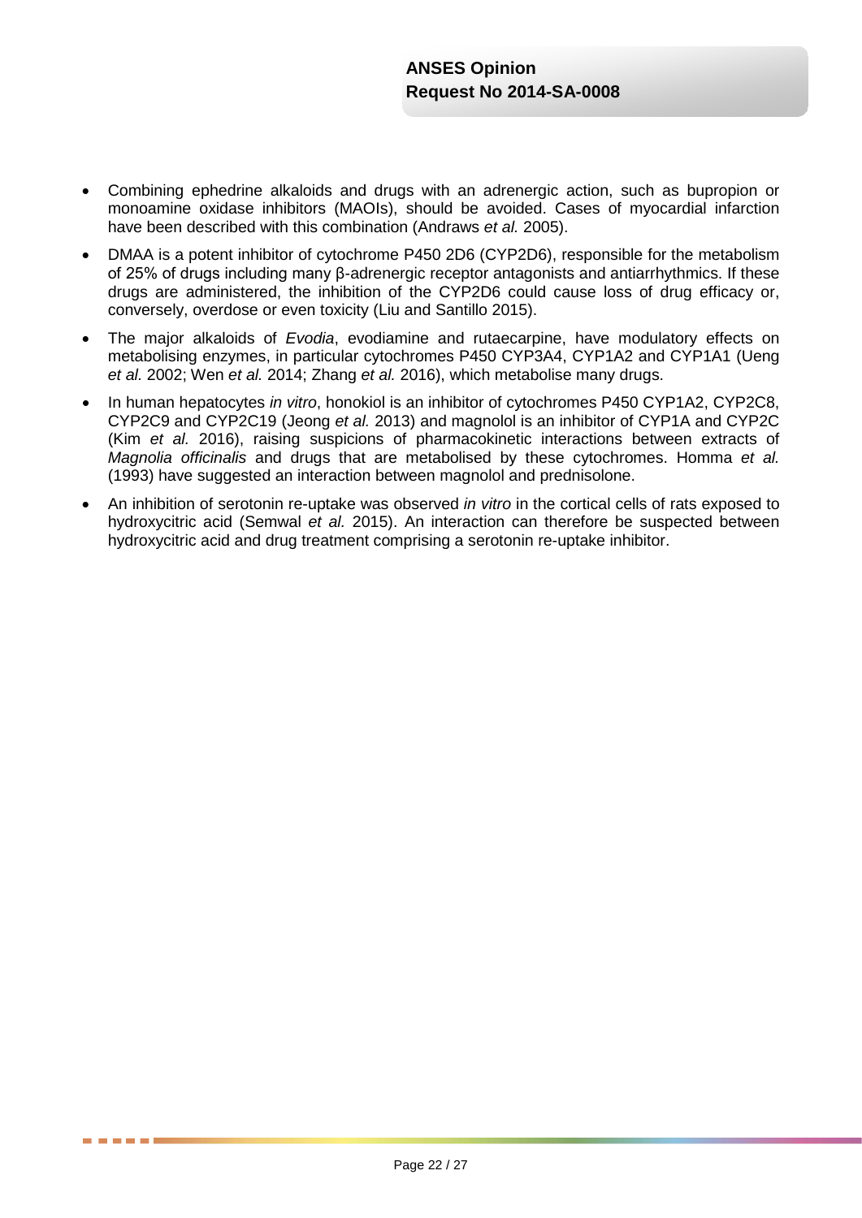- Combining ephedrine alkaloids and drugs with an adrenergic action, such as bupropion or monoamine oxidase inhibitors (MAOIs), should be avoided. Cases of myocardial infarction have been described with this combination (Andraws *et al.* 2005).
- DMAA is a potent inhibitor of cytochrome P450 2D6 (CYP2D6), responsible for the metabolism of 25% of drugs including many β-adrenergic receptor antagonists and antiarrhythmics. If these drugs are administered, the inhibition of the CYP2D6 could cause loss of drug efficacy or, conversely, overdose or even toxicity (Liu and Santillo 2015).
- The major alkaloids of *Evodia*, evodiamine and rutaecarpine, have modulatory effects on metabolising enzymes, in particular cytochromes P450 CYP3A4, CYP1A2 and CYP1A1 (Ueng *et al.* 2002; Wen *et al.* 2014; Zhang *et al.* 2016), which metabolise many drugs.
- In human hepatocytes *in vitro*, honokiol is an inhibitor of cytochromes P450 CYP1A2, CYP2C8, CYP2C9 and CYP2C19 (Jeong *et al.* 2013) and magnolol is an inhibitor of CYP1A and CYP2C (Kim *et al.* 2016), raising suspicions of pharmacokinetic interactions between extracts of *Magnolia officinalis* and drugs that are metabolised by these cytochromes. Homma *et al.* (1993) have suggested an interaction between magnolol and prednisolone.
- An inhibition of serotonin re-uptake was observed *in vitro* in the cortical cells of rats exposed to hydroxycitric acid (Semwal *et al.* 2015). An interaction can therefore be suspected between hydroxycitric acid and drug treatment comprising a serotonin re-uptake inhibitor.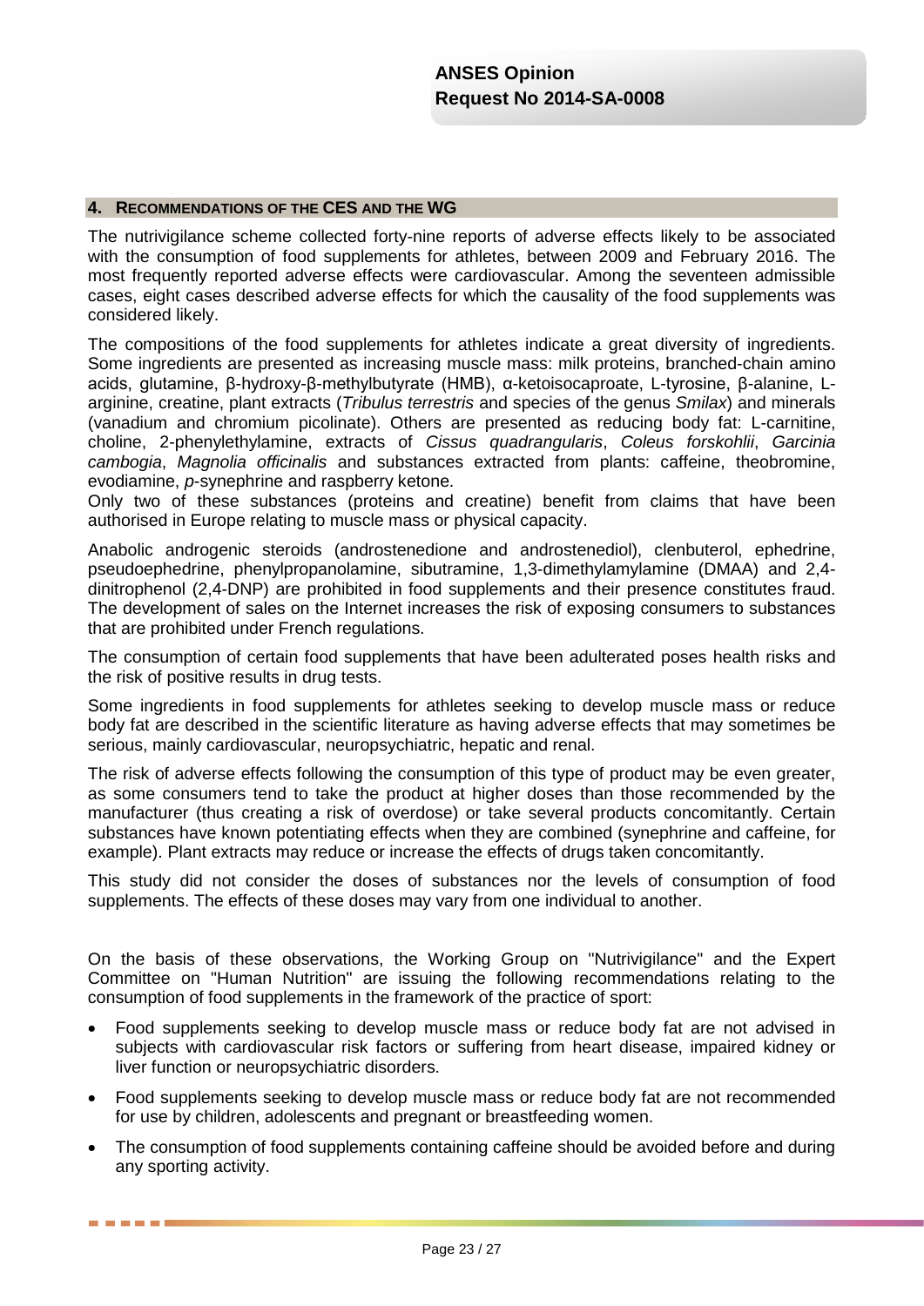## 4. RECOMMENDATIONS OF THE CES AND THE WG

The nutrivigilance scheme collected forty-nine reports of adverse effects likely to be associated with the consumption of food supplements for athletes, between 2009 and February 2016. The most frequently reported adverse effects were cardiovascular. Among the seventeen admissible cases, eight cases described adverse effects for which the causality of the food supplements was considered likely.

The compositions of the food supplements for athletes indicate a great diversity of ingredients. Some ingredients are presented as increasing muscle mass: milk proteins, branched-chain amino acids, glutamine, β-hydroxy-β-methylbutyrate (HMB), α-ketoisocaproate, L-tyrosine, β-alanine, L-arginine, creatine, plant extracts (*Tribulus terrestris* and species of the genus *Smilax*) and minerals (vanadium and chromium picolinate). Others are presented as reducing body fat: L-carnitine, choline, 2-phenylethylamine, extracts of *Cissus quadrangularis*, *Coleus forskohlii*, *Garcinia cambogia*, *Magnolia officinalis* and substances extracted from plants: caffeine, theobromine, evodiamine, *p*-synephrine and raspberry ketone.
Only two of these substances (proteins and creatine) benefit from claims that have been authorised in Europe relating to muscle mass or physical capacity.

Anabolic androgenic steroids (androstenedione and androstenediol), clenbuterol, ephedrine, pseudoephedrine, phenylpropanolamine, sibutramine, 1,3-dimethylamylamine (DMAA) and 2,4-dinitrophenol (2,4-DNP) are prohibited in food supplements and their presence constitutes fraud. The development of sales on the Internet increases the risk of exposing consumers to substances that are prohibited under French regulations.

The consumption of certain food supplements that have been adulterated poses health risks and the risk of positive results in drug tests.

Some ingredients in food supplements for athletes seeking to develop muscle mass or reduce body fat are described in the scientific literature as having adverse effects that may sometimes be serious, mainly cardiovascular, neuropsychiatric, hepatic and renal.

The risk of adverse effects following the consumption of this type of product may be even greater, as some consumers tend to take the product at higher doses than those recommended by the manufacturer (thus creating a risk of overdose) or take several products concomitantly. Certain substances have known potentiating effects when they are combined (synephrine and caffeine, for example). Plant extracts may reduce or increase the effects of drugs taken concomitantly.

This study did not consider the doses of substances nor the levels of consumption of food supplements. The effects of these doses may vary from one individual to another.

On the basis of these observations, the Working Group on "Nutrivigilance" and the Expert Committee on "Human Nutrition" are issuing the following recommendations relating to the consumption of food supplements in the framework of the practice of sport:

- Food supplements seeking to develop muscle mass or reduce body fat are not advised in subjects with cardiovascular risk factors or suffering from heart disease, impaired kidney or liver function or neuropsychiatric disorders.
- Food supplements seeking to develop muscle mass or reduce body fat are not recommended for use by children, adolescents and pregnant or breastfeeding women.
- The consumption of food supplements containing caffeine should be avoided before and during any sporting activity.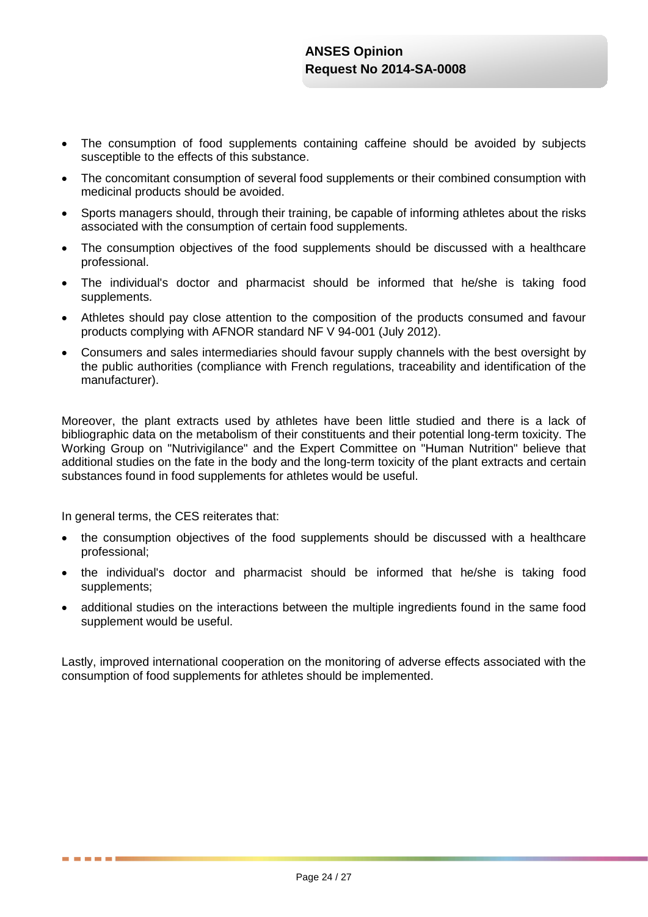- The consumption of food supplements containing caffeine should be avoided by subjects susceptible to the effects of this substance.
- The concomitant consumption of several food supplements or their combined consumption with medicinal products should be avoided.
- Sports managers should, through their training, be capable of informing athletes about the risks associated with the consumption of certain food supplements.
- The consumption objectives of the food supplements should be discussed with a healthcare professional.
- The individual's doctor and pharmacist should be informed that he/she is taking food supplements.
- Athletes should pay close attention to the composition of the products consumed and favour products complying with AFNOR standard NF V 94-001 (July 2012).
- Consumers and sales intermediaries should favour supply channels with the best oversight by the public authorities (compliance with French regulations, traceability and identification of the manufacturer).

Moreover, the plant extracts used by athletes have been little studied and there is a lack of bibliographic data on the metabolism of their constituents and their potential long-term toxicity. The Working Group on "Nutrivigilance" and the Expert Committee on "Human Nutrition" believe that additional studies on the fate in the body and the long-term toxicity of the plant extracts and certain substances found in food supplements for athletes would be useful.

In general terms, the CES reiterates that:

- the consumption objectives of the food supplements should be discussed with a healthcare professional;
- the individual's doctor and pharmacist should be informed that he/she is taking food supplements;
- additional studies on the interactions between the multiple ingredients found in the same food supplement would be useful.

Lastly, improved international cooperation on the monitoring of adverse effects associated with the consumption of food supplements for athletes should be implemented.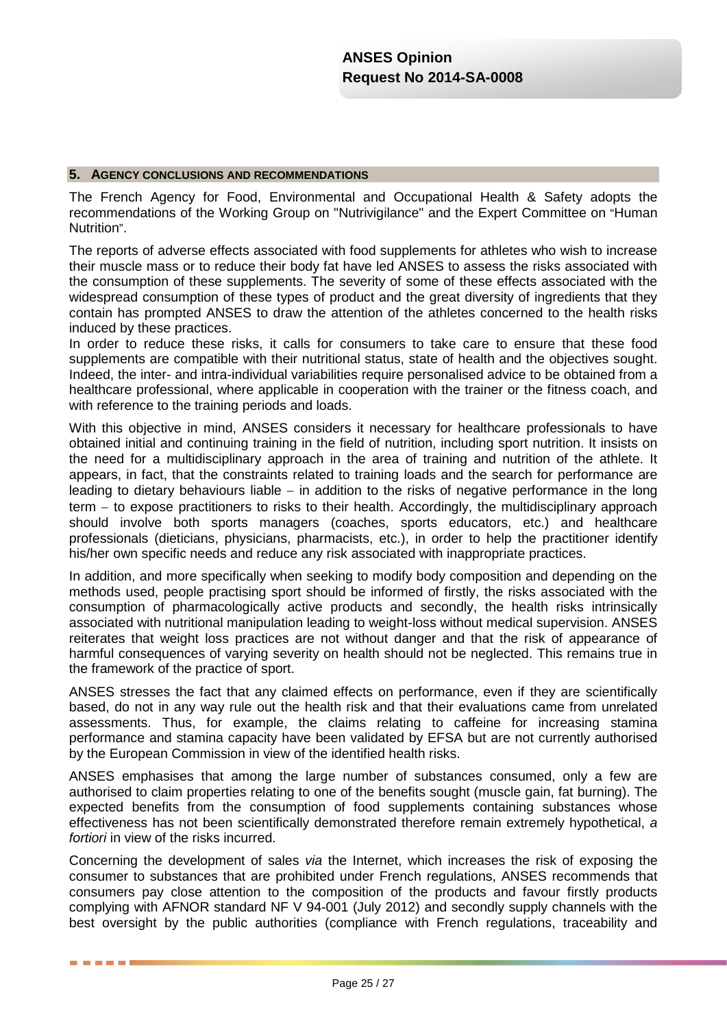## 5. AGENCY CONCLUSIONS AND RECOMMENDATIONS

The French Agency for Food, Environmental and Occupational Health & Safety adopts the recommendations of the Working Group on "Nutrivigilance" and the Expert Committee on "Human Nutrition".

The reports of adverse effects associated with food supplements for athletes who wish to increase their muscle mass or to reduce their body fat have led ANSES to assess the risks associated with the consumption of these supplements. The severity of some of these effects associated with the widespread consumption of these types of product and the great diversity of ingredients that they contain has prompted ANSES to draw the attention of the athletes concerned to the health risks induced by these practices.

In order to reduce these risks, it calls for consumers to take care to ensure that these food supplements are compatible with their nutritional status, state of health and the objectives sought. Indeed, the inter- and intra-individual variabilities require personalised advice to be obtained from a healthcare professional, where applicable in cooperation with the trainer or the fitness coach, and with reference to the training periods and loads.

With this objective in mind, ANSES considers it necessary for healthcare professionals to have obtained initial and continuing training in the field of nutrition, including sport nutrition. It insists on the need for a multidisciplinary approach in the area of training and nutrition of the athlete. It appears, in fact, that the constraints related to training loads and the search for performance are leading to dietary behaviours liable – in addition to the risks of negative performance in the long term – to expose practitioners to risks to their health. Accordingly, the multidisciplinary approach should involve both sports managers (coaches, sports educators, etc.) and healthcare professionals (dieticians, physicians, pharmacists, etc.), in order to help the practitioner identify his/her own specific needs and reduce any risk associated with inappropriate practices.

In addition, and more specifically when seeking to modify body composition and depending on the methods used, people practising sport should be informed of firstly, the risks associated with the consumption of pharmacologically active products and secondly, the health risks intrinsically associated with nutritional manipulation leading to weight-loss without medical supervision. ANSES reiterates that weight loss practices are not without danger and that the risk of appearance of harmful consequences of varying severity on health should not be neglected. This remains true in the framework of the practice of sport.

ANSES stresses the fact that any claimed effects on performance, even if they are scientifically based, do not in any way rule out the health risk and that their evaluations came from unrelated assessments. Thus, for example, the claims relating to caffeine for increasing stamina performance and stamina capacity have been validated by EFSA but are not currently authorised by the European Commission in view of the identified health risks.

ANSES emphasises that among the large number of substances consumed, only a few are authorised to claim properties relating to one of the benefits sought (muscle gain, fat burning). The expected benefits from the consumption of food supplements containing substances whose effectiveness has not been scientifically demonstrated therefore remain extremely hypothetical, *a fortiori* in view of the risks incurred.

Concerning the development of sales *via* the Internet, which increases the risk of exposing the consumer to substances that are prohibited under French regulations, ANSES recommends that consumers pay close attention to the composition of the products and favour firstly products complying with AFNOR standard NF V 94-001 (July 2012) and secondly supply channels with the best oversight by the public authorities (compliance with French regulations, traceability and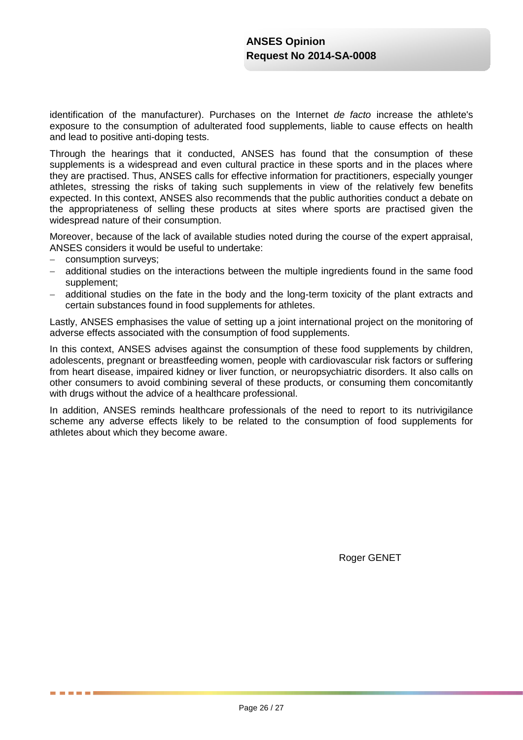identification of the manufacturer). Purchases on the Internet *de facto* increase the athlete's exposure to the consumption of adulterated food supplements, liable to cause effects on health and lead to positive anti-doping tests.

Through the hearings that it conducted, ANSES has found that the consumption of these supplements is a widespread and even cultural practice in these sports and in the places where they are practised. Thus, ANSES calls for effective information for practitioners, especially younger athletes, stressing the risks of taking such supplements in view of the relatively few benefits expected. In this context, ANSES also recommends that the public authorities conduct a debate on the appropriateness of selling these products at sites where sports are practised given the widespread nature of their consumption.

Moreover, because of the lack of available studies noted during the course of the expert appraisal, ANSES considers it would be useful to undertake:

- consumption surveys;
- additional studies on the interactions between the multiple ingredients found in the same food supplement;
- additional studies on the fate in the body and the long-term toxicity of the plant extracts and certain substances found in food supplements for athletes.

Lastly, ANSES emphasises the value of setting up a joint international project on the monitoring of adverse effects associated with the consumption of food supplements.

In this context, ANSES advises against the consumption of these food supplements by children, adolescents, pregnant or breastfeeding women, people with cardiovascular risk factors or suffering from heart disease, impaired kidney or liver function, or neuropsychiatric disorders. It also calls on other consumers to avoid combining several of these products, or consuming them concomitantly with drugs without the advice of a healthcare professional.

In addition, ANSES reminds healthcare professionals of the need to report to its nutrivigilance scheme any adverse effects likely to be related to the consumption of food supplements for athletes about which they become aware.

Roger GENET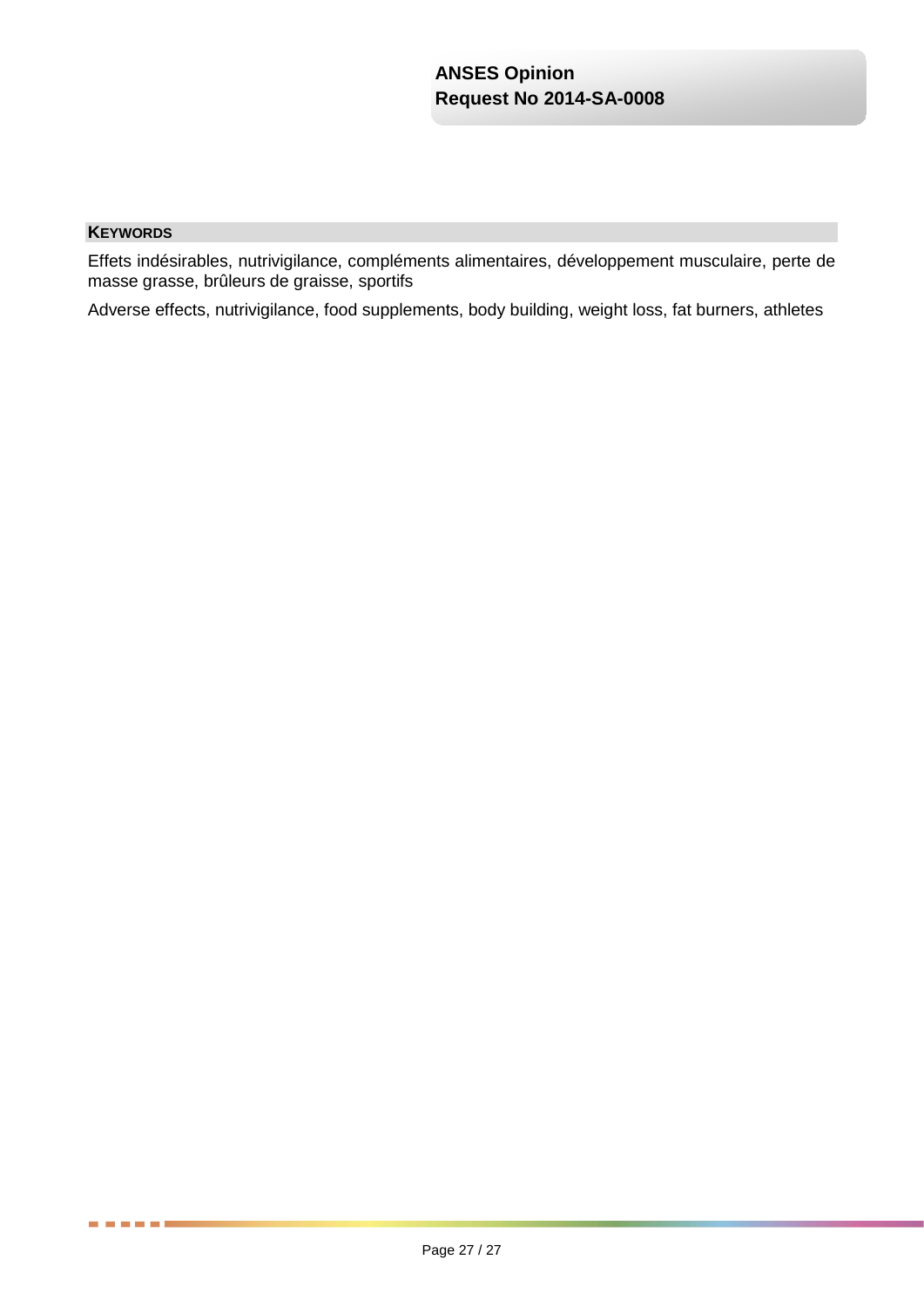## KEYWORDS

Effets indésirables, nutrivigilance, compléments alimentaires, développement musculaire, perte de masse grasse, brûleurs de graisse, sportifs

Adverse effects, nutrivigilance, food supplements, body building, weight loss, fat burners, athletes